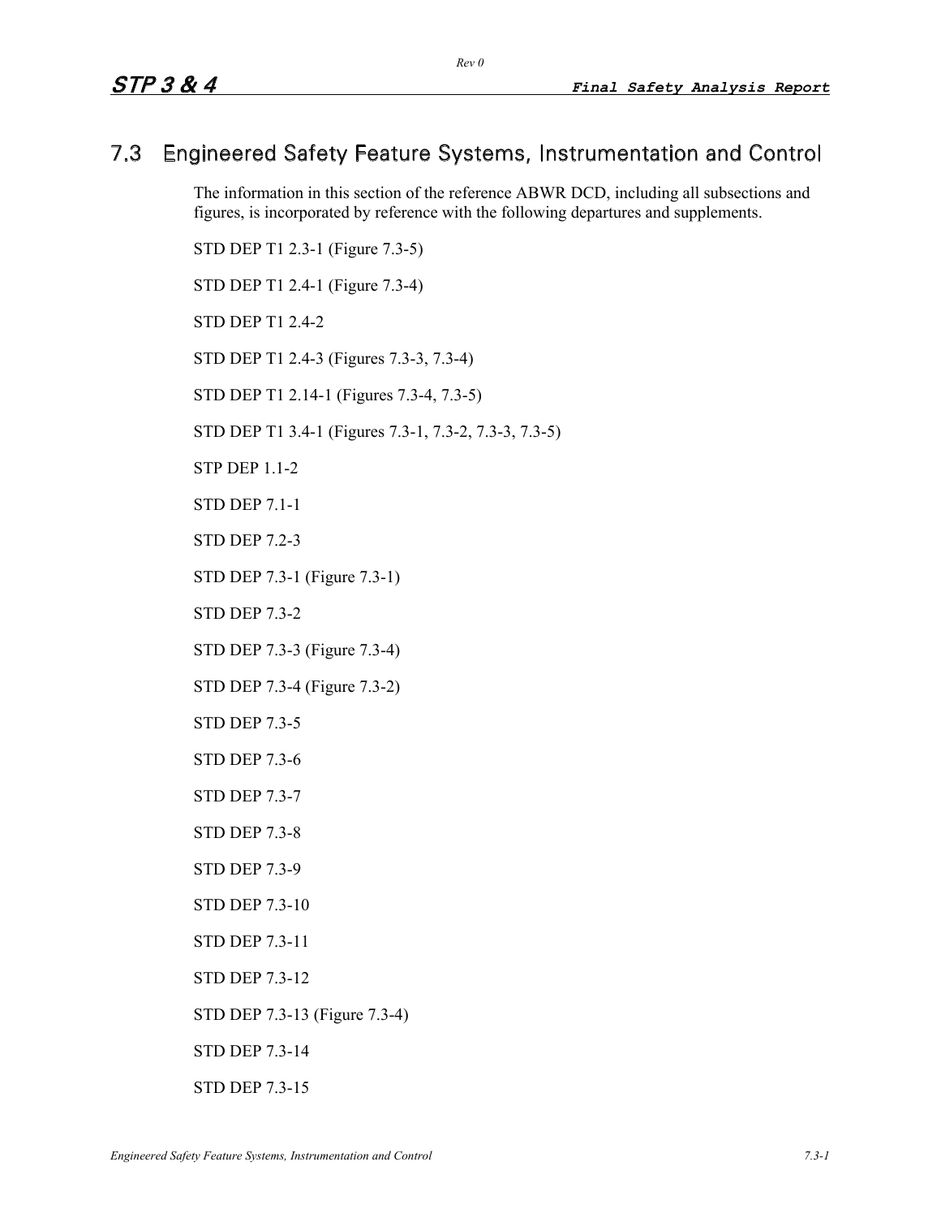## 7.3 Engineered Safety Feature Systems, Instrumentation and Control

The information in this section of the reference ABWR DCD, including all subsections and figures, is incorporated by reference with the following departures and supplements.

STD DEP T1 2.3-1 (Figure 7.3-5)

STD DEP T1 2.4-1 (Figure 7.3-4)

STD DEP T1 2.4-2

STD DEP T1 2.4-3 (Figures 7.3-3, 7.3-4)

STD DEP T1 2.14-1 (Figures 7.3-4, 7.3-5)

STD DEP T1 3.4-1 (Figures 7.3-1, 7.3-2, 7.3-3, 7.3-5)

STP DEP 1.1-2

STD DEP 7.1-1

STD DEP 7.2-3

STD DEP 7.3-1 (Figure 7.3-1)

STD DEP 7.3-2

STD DEP 7.3-3 (Figure 7.3-4)

STD DEP 7.3-4 (Figure 7.3-2)

STD DEP 7.3-5

STD DEP 7.3-6

STD DEP 7.3-7

STD DEP 7.3-8

STD DEP 7.3-9

STD DEP 7.3-10

STD DEP 7.3-11

STD DEP 7.3-12

STD DEP 7.3-13 (Figure 7.3-4)

STD DEP 7.3-14

STD DEP 7.3-15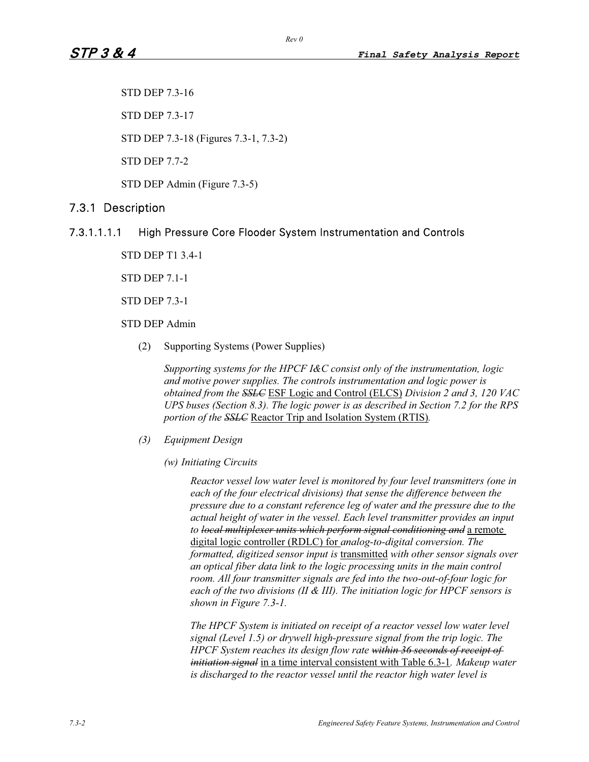STD DEP 7.3-16

STD DEP 7.3-17

STD DEP 7.3-18 (Figures 7.3-1, 7.3-2)

STD DEP 7.7-2

STD DEP Admin (Figure 7.3-5)

## 7.3.1 Description

### 7.3.1.1.1.1 High Pressure Core Flooder System Instrumentation and Controls

STD DEP T1 3.4-1

STD DEP 7.1-1

STD DEP 7.3-1

STD DEP Admin

(2) Supporting Systems (Power Supplies)

*Supporting systems for the HPCF I&C consist only of the instrumentation, logic and motive power supplies. The controls instrumentation and logic power is obtained from the* ~~*SSLC*~~ ESF Logic and Control (ELCS) *Division 2 and 3, 120 VAC UPS buses (Section 8.3). The logic power is as described in Section 7.2 for the RPS portion of the* ~~*SSLC*~~ Reactor Trip and Isolation System (RTIS)*.*

*(3) Equipment Design*

*(w) Initiating Circuits*

*Reactor vessel low water level is monitored by four level transmitters (one in each of the four electrical divisions) that sense the difference between the pressure due to a constant reference leg of water and the pressure due to the actual height of water in the vessel. Each level transmitter provides an input to* ~~*local multiplexer units which perform signal conditioning and*~~ a remote digital logic controller (RDLC) for *analog-to-digital conversion. The formatted, digitized sensor input is* transmitted *with other sensor signals over an optical fiber data link to the logic processing units in the main control room. All four transmitter signals are fed into the two-out-of-four logic for each of the two divisions (II & III). The initiation logic for HPCF sensors is shown in Figure 7.3-1.*

*The HPCF System is initiated on receipt of a reactor vessel low water level signal (Level 1.5) or drywell high-pressure signal from the trip logic. The HPCF System reaches its design flow rate* ~~*within 36 seconds of receipt of initiation signal*~~ in a time interval consistent with Table 6.3-1*. Makeup water is discharged to the reactor vessel until the reactor high water level is*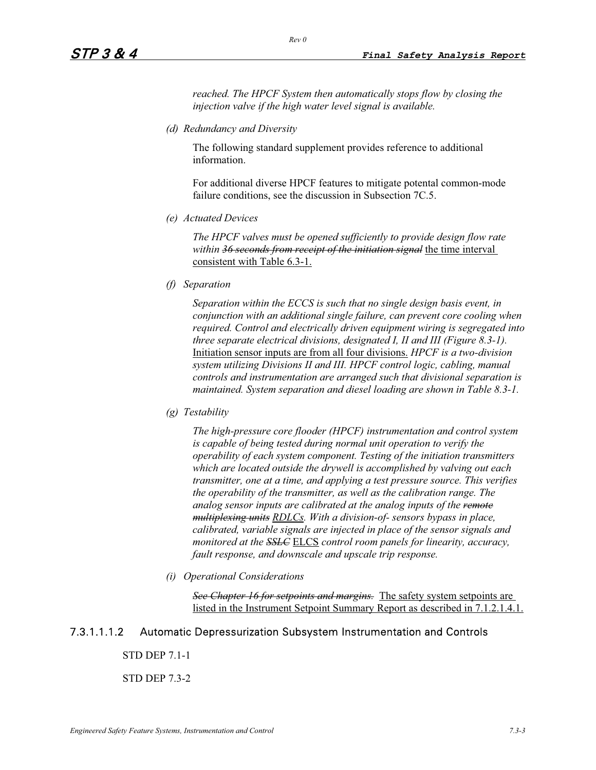*reached. The HPCF System then automatically stops flow by closing the injection valve if the high water level signal is available.*

*(d) Redundancy and Diversity*

The following standard supplement provides reference to additional information.

For additional diverse HPCF features to mitigate potential common-mode failure conditions, see the discussion in Subsection 7C.5.

*(e) Actuated Devices*

*The HPCF valves must be opened sufficiently to provide design flow rate within ~~36 seconds from receipt of the initiation signal~~* the time interval consistent with Table 6.3-1.

*(f) Separation*

*Separation within the ECCS is such that no single design basis event, in conjunction with an additional single failure, can prevent core cooling when required. Control and electrically driven equipment wiring is segregated into three separate electrical divisions, designated I, II and III (Figure 8.3-1).* Initiation sensor inputs are from all four divisions. *HPCF is a two-division system utilizing Divisions II and III. HPCF control logic, cabling, manual controls and instrumentation are arranged such that divisional separation is maintained. System separation and diesel loading are shown in Table 8.3-1.*

*(g) Testability*

*The high-pressure core flooder (HPCF) instrumentation and control system is capable of being tested during normal unit operation to verify the operability of each system component. Testing of the initiation transmitters which are located outside the drywell is accomplished by valving out each transmitter, one at a time, and applying a test pressure source. This verifies the operability of the transmitter, as well as the calibration range. The analog sensor inputs are calibrated at the analog inputs of the ~~remote multiplexing units~~ RDLCs. With a division-of- sensors bypass in place, calibrated, variable signals are injected in place of the sensor signals and monitored at the ~~SSLC~~* ELCS *control room panels for linearity, accuracy, fault response, and downscale and upscale trip response.*

*(i) Operational Considerations*

*~~See Chapter 16 for setpoints and margins.~~* The safety system setpoints are listed in the Instrument Setpoint Summary Report as described in 7.1.2.1.4.1.

#### 7.3.1.1.1.2 Automatic Depressurization Subsystem Instrumentation and Controls

STD DEP 7.1-1

STD DEP 7.3-2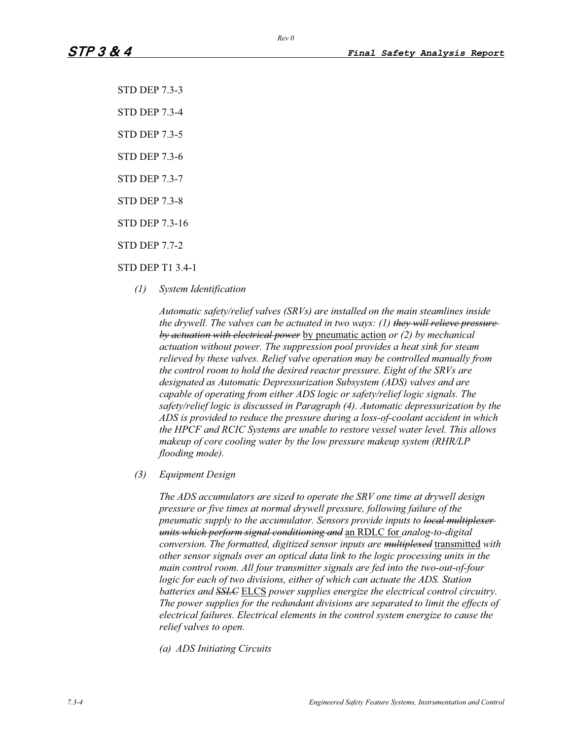STD DEP 7.3-3

STD DEP 7.3-4

STD DEP 7.3-5

STD DEP 7.3-6

STD DEP 7.3-7

STD DEP 7.3-8

STD DEP 7.3-16

STD DEP 7.7-2

STD DEP T1 3.4-1

*(1) System Identification*

*Automatic safety/relief valves (SRVs) are installed on the main steamlines inside the drywell. The valves can be actuated in two ways: (1)* ~~*they will relieve pressure by actuation with electrical power*~~ <u>by pneumatic action</u> *or (2) by mechanical actuation without power. The suppression pool provides a heat sink for steam relieved by these valves. Relief valve operation may be controlled manually from the control room to hold the desired reactor pressure. Eight of the SRVs are designated as Automatic Depressurization Subsystem (ADS) valves and are capable of operating from either ADS logic or safety/relief logic signals. The safety/relief logic is discussed in Paragraph (4). Automatic depressurization by the ADS is provided to reduce the pressure during a loss-of-coolant accident in which the HPCF and RCIC Systems are unable to restore vessel water level. This allows makeup of core cooling water by the low pressure makeup system (RHR/LP flooding mode).*

*(3) Equipment Design*

*The ADS accumulators are sized to operate the SRV one time at drywell design pressure or five times at normal drywell pressure, following failure of the pneumatic supply to the accumulator. Sensors provide inputs to* ~~*local multiplexer units which perform signal conditioning and*~~ <u>an RDLC for</u> *analog-to-digital conversion. The formatted, digitized sensor inputs are* ~~*multiplexed*~~ <u>transmitted</u> *with other sensor signals over an optical data link to the logic processing units in the main control room. All four transmitter signals are fed into the two-out-of-four logic for each of two divisions, either of which can actuate the ADS. Station batteries and* ~~*SSLC*~~ <u>ELCS</u> *power supplies energize the electrical control circuitry. The power supplies for the redundant divisions are separated to limit the effects of electrical failures. Electrical elements in the control system energize to cause the relief valves to open.*

*(a) ADS Initiating Circuits*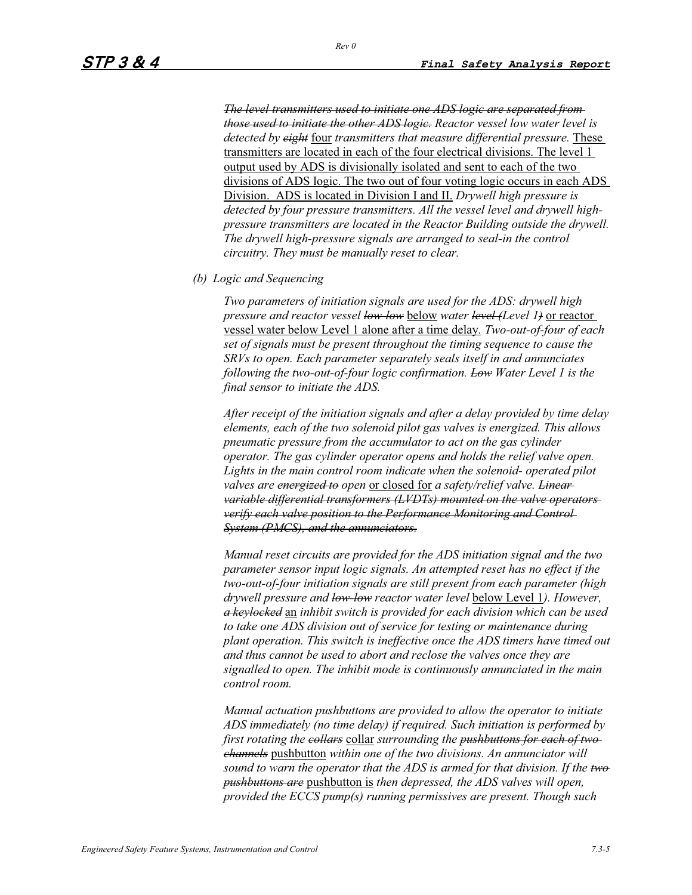~~*The level transmitters used to initiate one ADS logic are separated from those used to initiate the other ADS logic.*~~ *Reactor vessel low water level is detected by* ~~*eight*~~ <u>four</u> *transmitters that measure differential pressure.* <u>These transmitters are located in each of the four electrical divisions. The level 1 output used by ADS is divisionally isolated and sent to each of the two divisions of ADS logic. The two out of four voting logic occurs in each ADS Division. ADS is located in Division I and II.</u> *Drywell high pressure is detected by four pressure transmitters. All the vessel level and drywell high-pressure transmitters are located in the Reactor Building outside the drywell. The drywell high-pressure signals are arranged to seal-in the control circuitry. They must be manually reset to clear.*

*(b) Logic and Sequencing*

*Two parameters of initiation signals are used for the ADS: drywell high pressure and reactor vessel* ~~*low-low*~~ <u>below</u> *water* ~~*level (*~~*Level 1*~~*)*~~ <u>or reactor vessel water below Level 1 alone after a time delay.</u> *Two-out-of-four of each set of signals must be present throughout the timing sequence to cause the SRVs to open. Each parameter separately seals itself in and annunciates following the two-out-of-four logic confirmation.* ~~*Low*~~ *Water Level 1 is the final sensor to initiate the ADS.*

*After receipt of the initiation signals and after a delay provided by time delay elements, each of the two solenoid pilot gas valves is energized. This allows pneumatic pressure from the accumulator to act on the gas cylinder operator. The gas cylinder operator opens and holds the relief valve open. Lights in the main control room indicate when the solenoid- operated pilot valves are* ~~*energized to*~~ *open* <u>or closed for</u> *a safety/relief valve.* ~~*Linear variable differential transformers (LVDTs) mounted on the valve operators verify each valve position to the Performance Monitoring and Control System (PMCS), and the annunciators.*~~

*Manual reset circuits are provided for the ADS initiation signal and the two parameter sensor input logic signals. An attempted reset has no effect if the two-out-of-four initiation signals are still present from each parameter (high drywell pressure and* ~~*low-low*~~ *reactor water level* <u>below Level 1</u>*). However,* ~~*a keylocked*~~ <u>an</u> *inhibit switch is provided for each division which can be used to take one ADS division out of service for testing or maintenance during plant operation. This switch is ineffective once the ADS timers have timed out and thus cannot be used to abort and reclose the valves once they are signalled to open. The inhibit mode is continuously annunciated in the main control room.*

*Manual actuation pushbuttons are provided to allow the operator to initiate ADS immediately (no time delay) if required. Such initiation is performed by first rotating the* ~~*collars*~~ <u>collar</u> *surrounding the* ~~*pushbuttons for each of two channels*~~ <u>pushbutton</u> *within one of the two divisions. An annunciator will sound to warn the operator that the ADS is armed for that division. If the* ~~*two pushbuttons are*~~ <u>pushbutton is</u> *then depressed, the ADS valves will open, provided the ECCS pump(s) running permissives are present. Though such*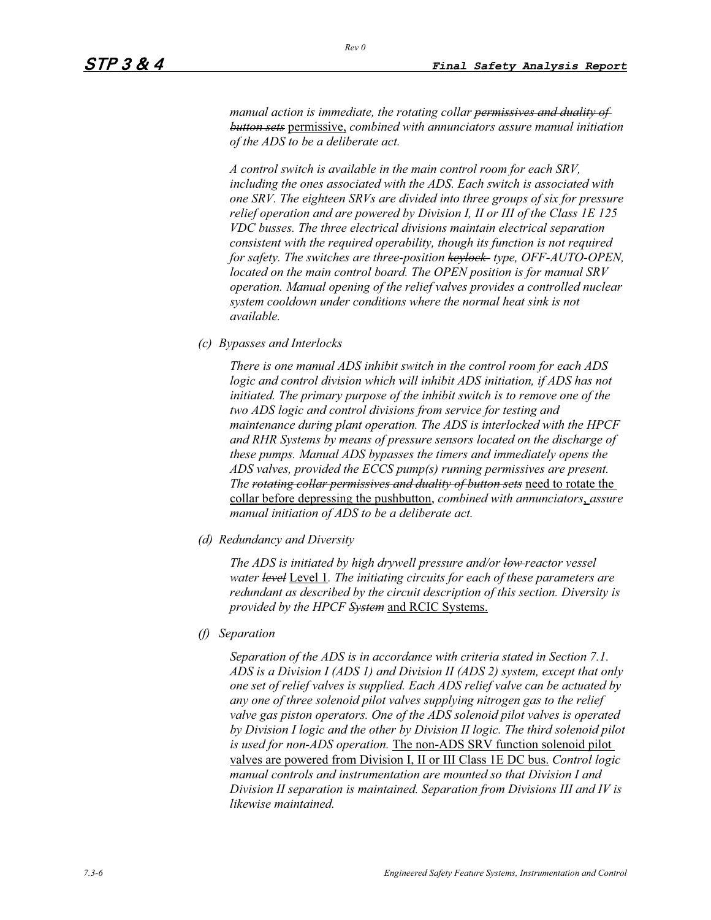*manual action is immediate, the rotating collar ~~permissives and duality of button sets~~* permissive, *combined with annunciators assure manual initiation of the ADS to be a deliberate act.*

*A control switch is available in the main control room for each SRV, including the ones associated with the ADS. Each switch is associated with one SRV. The eighteen SRVs are divided into three groups of six for pressure relief operation and are powered by Division I, II or III of the Class 1E 125 VDC busses. The three electrical divisions maintain electrical separation consistent with the required operability, though its function is not required for safety. The switches are three-position ~~keylock~~ type, OFF-AUTO-OPEN, located on the main control board. The OPEN position is for manual SRV operation. Manual opening of the relief valves provides a controlled nuclear system cooldown under conditions where the normal heat sink is not available.*

*(c) Bypasses and Interlocks*

*There is one manual ADS inhibit switch in the control room for each ADS logic and control division which will inhibit ADS initiation, if ADS has not initiated. The primary purpose of the inhibit switch is to remove one of the two ADS logic and control divisions from service for testing and maintenance during plant operation. The ADS is interlocked with the HPCF and RHR Systems by means of pressure sensors located on the discharge of these pumps. Manual ADS bypasses the timers and immediately opens the ADS valves, provided the ECCS pump(s) running permissives are present. The ~~rotating collar permissives and duality of button sets~~* need to rotate the collar before depressing the pushbutton, *combined with annunciators*, *assure manual initiation of ADS to be a deliberate act.*

*(d) Redundancy and Diversity*

*The ADS is initiated by high drywell pressure and/or ~~low~~ reactor vessel water ~~level~~* Level 1*. The initiating circuits for each of these parameters are redundant as described by the circuit description of this section. Diversity is provided by the HPCF ~~System~~* and RCIC Systems.

*(f) Separation*

*Separation of the ADS is in accordance with criteria stated in Section 7.1. ADS is a Division I (ADS 1) and Division II (ADS 2) system, except that only one set of relief valves is supplied. Each ADS relief valve can be actuated by any one of three solenoid pilot valves supplying nitrogen gas to the relief valve gas piston operators. One of the ADS solenoid pilot valves is operated by Division I logic and the other by Division II logic. The third solenoid pilot is used for non-ADS operation.* The non-ADS SRV function solenoid pilot valves are powered from Division I, II or III Class 1E DC bus. *Control logic manual controls and instrumentation are mounted so that Division I and Division II separation is maintained. Separation from Divisions III and IV is likewise maintained.*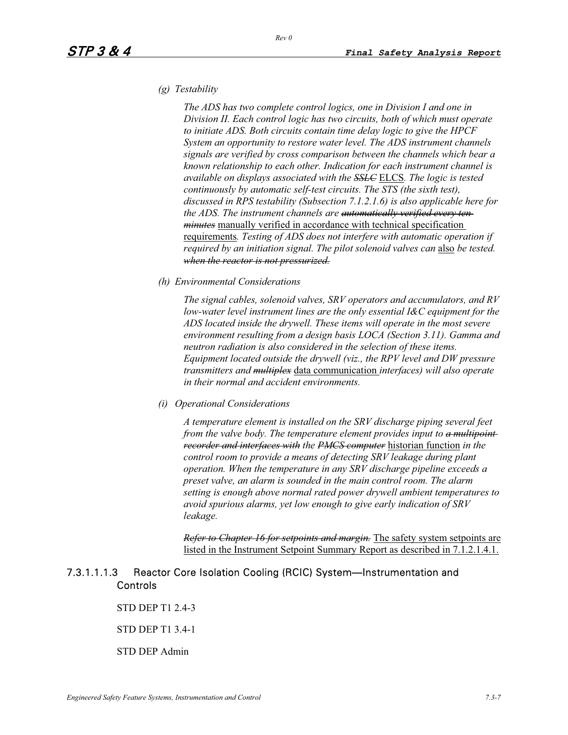*(g) Testability*

*The ADS has two complete control logics, one in Division I and one in Division II. Each control logic has two circuits, both of which must operate to initiate ADS. Both circuits contain time delay logic to give the HPCF System an opportunity to restore water level. The ADS instrument channels signals are verified by cross comparison between the channels which bear a known relationship to each other. Indication for each instrument channel is available on displays associated with the ~~SSLC~~* <u>ELCS</u>*. The logic is tested continuously by automatic self-test circuits. The STS (the sixth test), discussed in RPS testability (Subsection 7.1.2.1.6) is also applicable here for the ADS. The instrument channels are ~~automatically verified every ten minutes~~* <u>manually verified in accordance with technical specification requirements</u>*. Testing of ADS does not interfere with automatic operation if required by an initiation signal. The pilot solenoid valves can* <u>also</u> *be tested. ~~when the reactor is not pressurized.~~*

*(h) Environmental Considerations*

*The signal cables, solenoid valves, SRV operators and accumulators, and RV low-water level instrument lines are the only essential I&C equipment for the ADS located inside the drywell. These items will operate in the most severe environment resulting from a design basis LOCA (Section 3.11). Gamma and neutron radiation is also considered in the selection of these items. Equipment located outside the drywell (viz., the RPV level and DW pressure transmitters and ~~multiplex~~* <u>data communication</u> *interfaces) will also operate in their normal and accident environments.*

*(i) Operational Considerations*

*A temperature element is installed on the SRV discharge piping several feet from the valve body. The temperature element provides input to ~~a multipoint recorder and interfaces with~~ the ~~PMCS computer~~* <u>historian function</u> *in the control room to provide a means of detecting SRV leakage during plant operation. When the temperature in any SRV discharge pipeline exceeds a preset valve, an alarm is sounded in the main control room. The alarm setting is enough above normal rated power drywell ambient temperatures to avoid spurious alarms, yet low enough to give early indication of SRV leakage.*

*~~Refer to Chapter 16 for setpoints and margin.~~* <u>The safety system setpoints are listed in the Instrument Setpoint Summary Report as described in 7.1.2.1.4.1.</u>

#### 7.3.1.1.1.3 Reactor Core Isolation Cooling (RCIC) System—Instrumentation and Controls

STD DEP T1 2.4-3

STD DEP T1 3.4-1

STD DEP Admin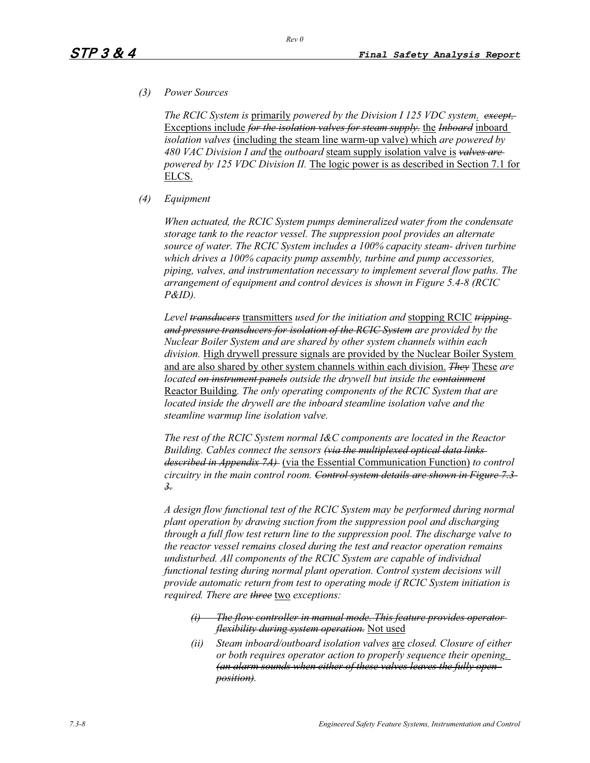*(3) Power Sources*

*The RCIC System is* <u>primarily</u> *powered by the Division I 125 VDC system*<u>.</u> ~~*except,*~~ <u>Exceptions include</u> ~~*for the isolation valves for steam supply.*~~ <u>the</u> ~~*Inboard*~~ <u>inboard</u> *isolation valves* <u>(including the steam line warm-up valve) which</u> *are powered by 480 VAC Division I and* <u>the</u> *outboard* <u>steam supply isolation valve is</u> ~~*valves are*~~ *powered by 125 VDC Division II.* <u>The logic power is as described in Section 7.1 for ELCS.</u>

*(4) Equipment*

*When actuated, the RCIC System pumps demineralized water from the condensate storage tank to the reactor vessel. The suppression pool provides an alternate source of water. The RCIC System includes a 100% capacity steam- driven turbine which drives a 100% capacity pump assembly, turbine and pump accessories, piping, valves, and instrumentation necessary to implement several flow paths. The arrangement of equipment and control devices is shown in Figure 5.4-8 (RCIC P&ID).*

*Level* ~~*transducers*~~ <u>transmitters</u> *used for the initiation and* <u>stopping RCIC</u> ~~*tripping and pressure transducers for isolation of the RCIC System*~~ *are provided by the Nuclear Boiler System and are shared by other system channels within each division.* <u>High drywell pressure signals are provided by the Nuclear Boiler System and are also shared by other system channels within each division.</u> ~~*They*~~ <u>These</u> *are located* ~~*on instrument panels*~~ *outside the drywell but inside the* ~~*containment*~~ <u>Reactor Building</u>*. The only operating components of the RCIC System that are located inside the drywell are the inboard steamline isolation valve and the steamline warmup line isolation valve.*

*The rest of the RCIC System normal I&C components are located in the Reactor Building. Cables connect the sensors* ~~*(via the multiplexed optical data links described in Appendix 7A)*~~ <u>(via the Essential Communication Function)</u> *to control circuitry in the main control room.* ~~*Control system details are shown in Figure 7.3-3.*~~

*A design flow functional test of the RCIC System may be performed during normal plant operation by drawing suction from the suppression pool and discharging through a full flow test return line to the suppression pool. The discharge valve to the reactor vessel remains closed during the test and reactor operation remains undisturbed. All components of the RCIC System are capable of individual functional testing during normal plant operation. Control system decisions will provide automatic return from test to operating mode if RCIC System initiation is required. There are* ~~*three*~~ <u>two</u> *exceptions:*

- ~~*(i) The flow controller in manual mode. This feature provides operator flexibility during system operation.*~~ <u>Not used</u>
- *(ii) Steam inboard/outboard isolation valves* <u>are</u> *closed. Closure of either or both requires operator action to properly sequence their opening*<u>.</u> ~~*(an alarm sounds when either of these valves leaves the fully open position)*~~*.*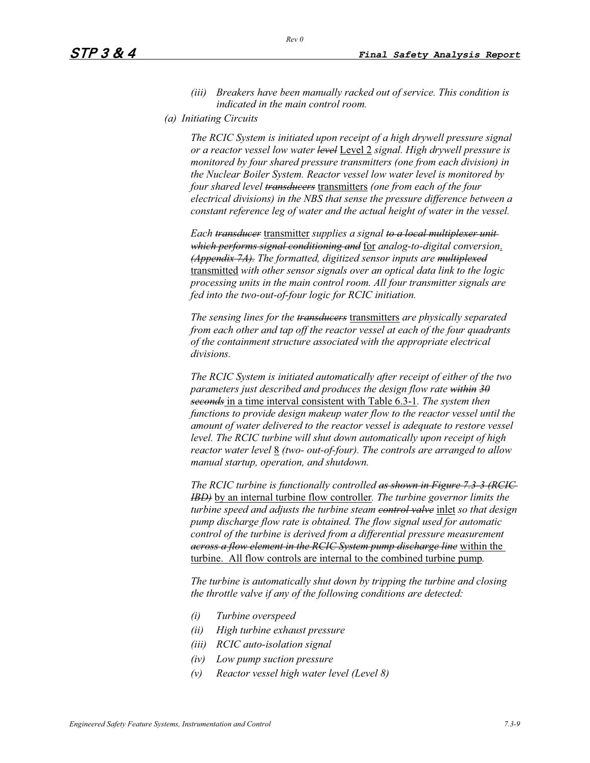*(iii) Breakers have been manually racked out of service. This condition is indicated in the main control room.*

*(a) Initiating Circuits*

*The RCIC System is initiated upon receipt of a high drywell pressure signal or a reactor vessel low water ~~level~~* <u>Level 2</u> *signal. High drywell pressure is monitored by four shared pressure transmitters (one from each division) in the Nuclear Boiler System. Reactor vessel low water level is monitored by four shared level ~~transducers~~* <u>transmitters</u> *(one from each of the four electrical divisions) in the NBS that sense the pressure difference between a constant reference leg of water and the actual height of water in the vessel.*

*Each ~~transducer~~* <u>transmitter</u> *supplies a signal ~~to a local multiplexer unit which performs signal conditioning and~~* <u>for</u> *analog-to-digital conversion*<u>.</u> *~~(Appendix 7A).~~ The formatted, digitized sensor inputs are ~~multiplexed~~* <u>transmitted</u> *with other sensor signals over an optical data link to the logic processing units in the main control room. All four transmitter signals are fed into the two-out-of-four logic for RCIC initiation.*

*The sensing lines for the ~~transducers~~* <u>transmitters</u> *are physically separated from each other and tap off the reactor vessel at each of the four quadrants of the containment structure associated with the appropriate electrical divisions.*

*The RCIC System is initiated automatically after receipt of either of the two parameters just described and produces the design flow rate ~~within 30 seconds~~* <u>in a time interval consistent with Table 6.3-1</u>*. The system then functions to provide design makeup water flow to the reactor vessel until the amount of water delivered to the reactor vessel is adequate to restore vessel level. The RCIC turbine will shut down automatically upon receipt of high reactor water level* <u>8</u> *(two- out-of-four). The controls are arranged to allow manual startup, operation, and shutdown.*

*The RCIC turbine is functionally controlled ~~as shown in Figure 7.3-3 (RCIC IBD)~~* <u>by an internal turbine flow controller</u>*. The turbine governor limits the turbine speed and adjusts the turbine steam ~~control valve~~* <u>inlet</u> *so that design pump discharge flow rate is obtained. The flow signal used for automatic control of the turbine is derived from a differential pressure measurement ~~across a flow element in the RCIC System pump discharge line~~* <u>within the turbine. All flow controls are internal to the combined turbine pump</u>*.*

*The turbine is automatically shut down by tripping the turbine and closing the throttle valve if any of the following conditions are detected:*

*(i) Turbine overspeed*

*(ii) High turbine exhaust pressure*

*(iii) RCIC auto-isolation signal*

*(iv) Low pump suction pressure*

*(v) Reactor vessel high water level (Level 8)*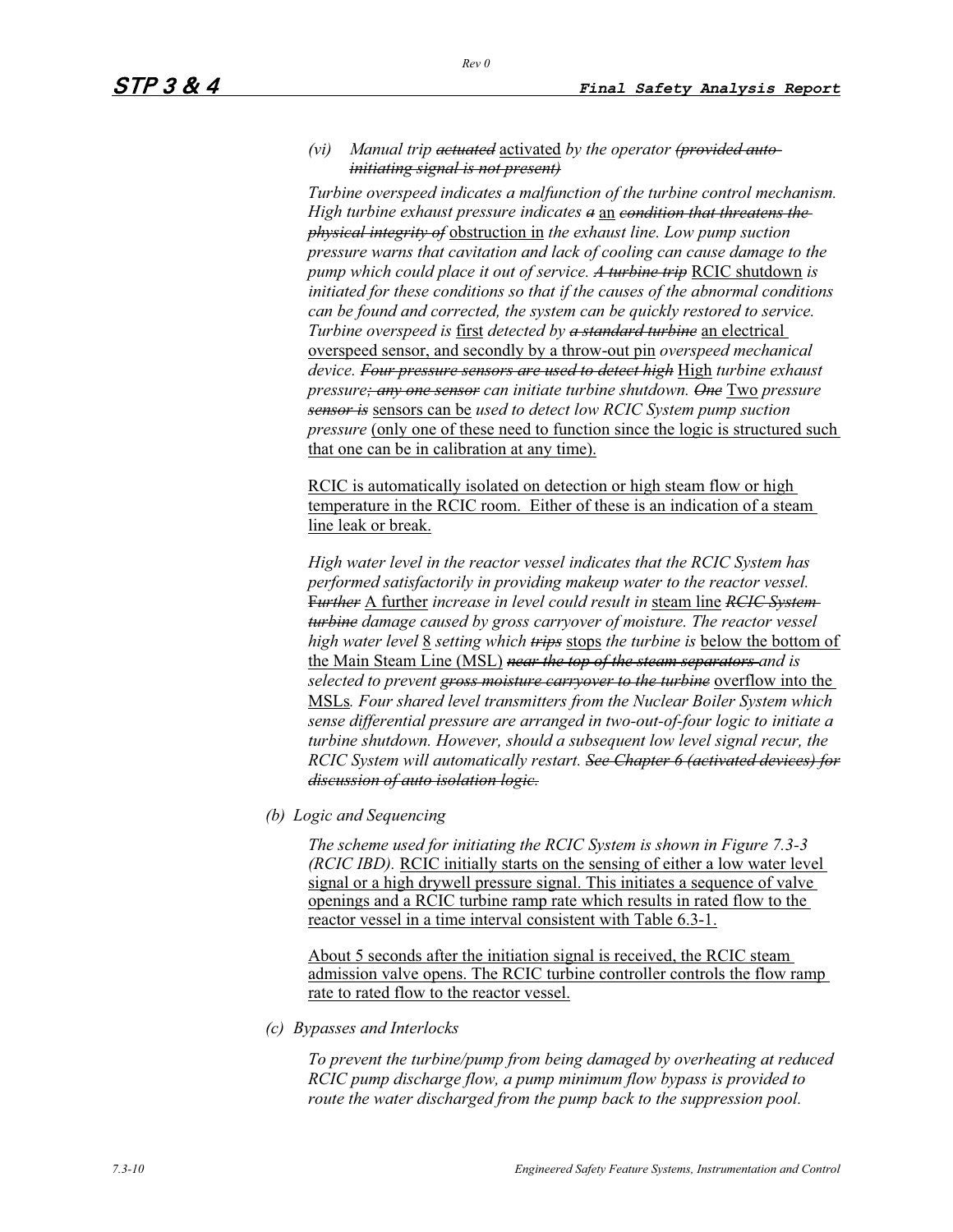*(vi) Manual trip* ~~*actuated*~~ activated *by the operator* ~~*(provided auto-initiating signal is not present)*~~

*Turbine overspeed indicates a malfunction of the turbine control mechanism. High turbine exhaust pressure indicates* ~~*a*~~ an ~~*condition that threatens the physical integrity of*~~ obstruction in *the exhaust line. Low pump suction pressure warns that cavitation and lack of cooling can cause damage to the pump which could place it out of service.* ~~*A turbine trip*~~ RCIC shutdown *is initiated for these conditions so that if the causes of the abnormal conditions can be found and corrected, the system can be quickly restored to service. Turbine overspeed is* first *detected by* ~~*a standard turbine*~~ an electrical overspeed sensor, and secondly by a throw-out pin *overspeed mechanical device.* ~~*Four pressure sensors are used to detect high*~~ High *turbine exhaust pressure*~~*; any one sensor*~~ *can initiate turbine shutdown.* ~~*One*~~ Two *pressure* ~~*sensor is*~~ sensors can be *used to detect low RCIC System pump suction pressure* (only one of these need to function since the logic is structured such that one can be in calibration at any time).

RCIC is automatically isolated on detection or high steam flow or high temperature in the RCIC room. Either of these is an indication of a steam line leak or break.

*High water level in the reactor vessel indicates that the RCIC System has performed satisfactorily in providing makeup water to the reactor vessel.* ~~*Further*~~ A further *increase in level could result in* steam line ~~*RCIC System turbine*~~ *damage caused by gross carryover of moisture. The reactor vessel high water level* 8 *setting which* ~~*trips*~~ stops *the turbine is* below the bottom of the Main Steam Line (MSL) ~~*near the top of the steam separators*~~ *and is selected to prevent* ~~*gross moisture carryover to the turbine*~~ overflow into the MSLs*. Four shared level transmitters from the Nuclear Boiler System which sense differential pressure are arranged in two-out-of-four logic to initiate a turbine shutdown. However, should a subsequent low level signal recur, the RCIC System will automatically restart.* ~~*See Chapter 6 (activated devices) for discussion of auto isolation logic.*~~

*(b) Logic and Sequencing*

*The scheme used for initiating the RCIC System is shown in Figure 7.3-3 (RCIC IBD).* RCIC initially starts on the sensing of either a low water level signal or a high drywell pressure signal. This initiates a sequence of valve openings and a RCIC turbine ramp rate which results in rated flow to the reactor vessel in a time interval consistent with Table 6.3-1.

About 5 seconds after the initiation signal is received, the RCIC steam admission valve opens. The RCIC turbine controller controls the flow ramp rate to rated flow to the reactor vessel.

*(c) Bypasses and Interlocks*

*To prevent the turbine/pump from being damaged by overheating at reduced RCIC pump discharge flow, a pump minimum flow bypass is provided to route the water discharged from the pump back to the suppression pool.*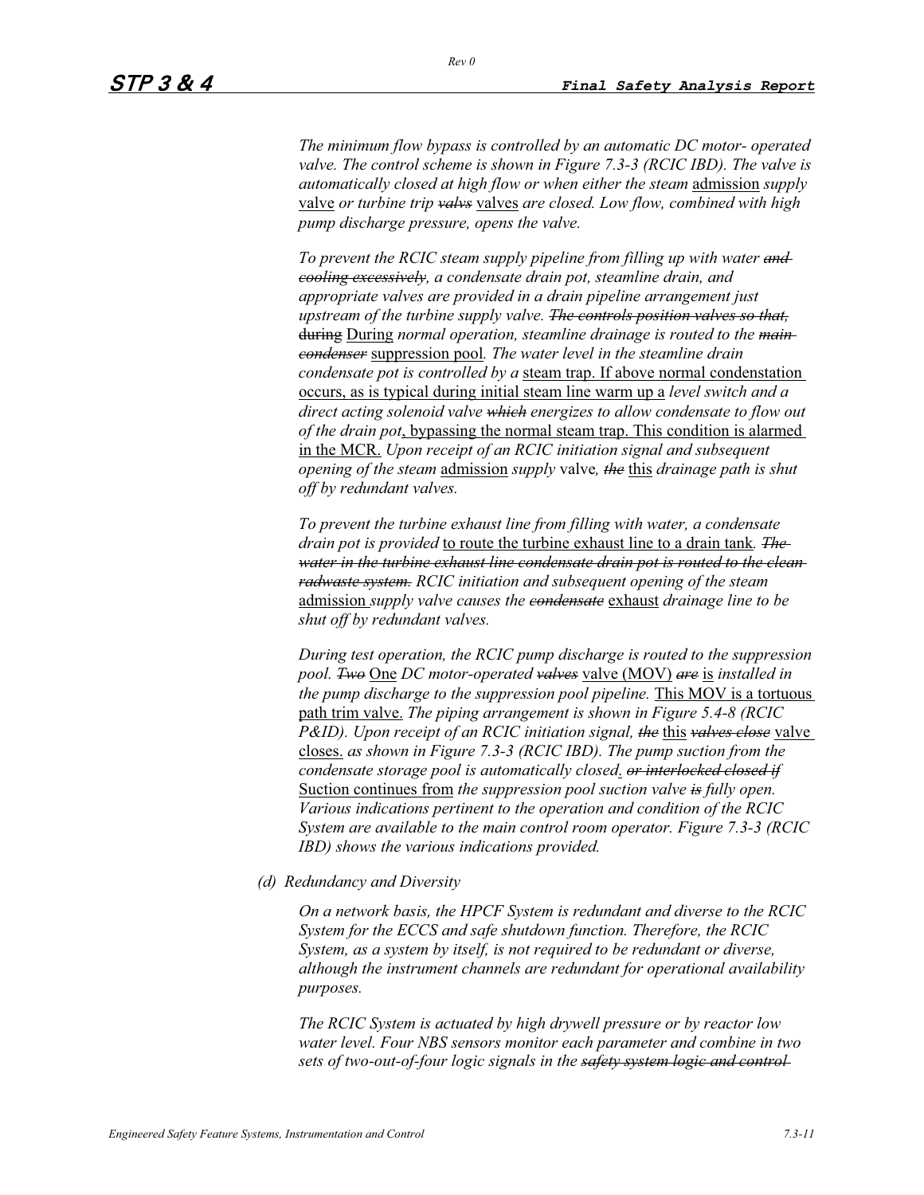*The minimum flow bypass is controlled by an automatic DC motor- operated valve. The control scheme is shown in Figure 7.3-3 (RCIC IBD). The valve is automatically closed at high flow or when either the steam* admission *supply* valve *or turbine trip* ~~*valvs*~~ valves *are closed. Low flow, combined with high pump discharge pressure, opens the valve.*

*To prevent the RCIC steam supply pipeline from filling up with water* ~~*and cooling excessively*~~*, a condensate drain pot, steamline drain, and appropriate valves are provided in a drain pipeline arrangement just upstream of the turbine supply valve.* ~~*The controls position valves so that,*~~ ~~during~~ During *normal operation, steamline drainage is routed to the* ~~*main condenser*~~ suppression pool*. The water level in the steamline drain condensate pot is controlled by a* steam trap. If above normal condenstation occurs, as is typical during initial steam line warm up a *level switch and a direct acting solenoid valve* ~~*which*~~ *energizes to allow condensate to flow out of the drain pot*, bypassing the normal steam trap. This condition is alarmed in the MCR. *Upon receipt of an RCIC initiation signal and subsequent opening of the steam* admission *supply* valve*,* ~~*the*~~ this *drainage path is shut off by redundant valves.*

*To prevent the turbine exhaust line from filling with water, a condensate drain pot is provided* to route the turbine exhaust line to a drain tank*.* ~~*The water in the turbine exhaust line condensate drain pot is routed to the clean radwaste system.*~~ *RCIC initiation and subsequent opening of the steam* admission *supply valve causes the* ~~*condensate*~~ exhaust *drainage line to be shut off by redundant valves.*

*During test operation, the RCIC pump discharge is routed to the suppression pool.* ~~*Two*~~ One *DC motor-operated* ~~*valves*~~ valve (MOV) ~~*are*~~ is *installed in the pump discharge to the suppression pool pipeline.* This MOV is a tortuous path trim valve. *The piping arrangement is shown in Figure 5.4-8 (RCIC P&ID). Upon receipt of an RCIC initiation signal,* ~~*the*~~ this ~~*valves close*~~ valve closes. *as shown in Figure 7.3-3 (RCIC IBD). The pump suction from the condensate storage pool is automatically closed*. ~~*or interlocked closed if*~~ Suction continues from *the suppression pool suction valve* ~~*is*~~ *fully open. Various indications pertinent to the operation and condition of the RCIC System are available to the main control room operator. Figure 7.3-3 (RCIC IBD) shows the various indications provided.*

(d) *Redundancy and Diversity*

*On a network basis, the HPCF System is redundant and diverse to the RCIC System for the ECCS and safe shutdown function. Therefore, the RCIC System, as a system by itself, is not required to be redundant or diverse, although the instrument channels are redundant for operational availability purposes.*

*The RCIC System is actuated by high drywell pressure or by reactor low water level. Four NBS sensors monitor each parameter and combine in two sets of two-out-of-four logic signals in the* ~~*safety system logic and control*~~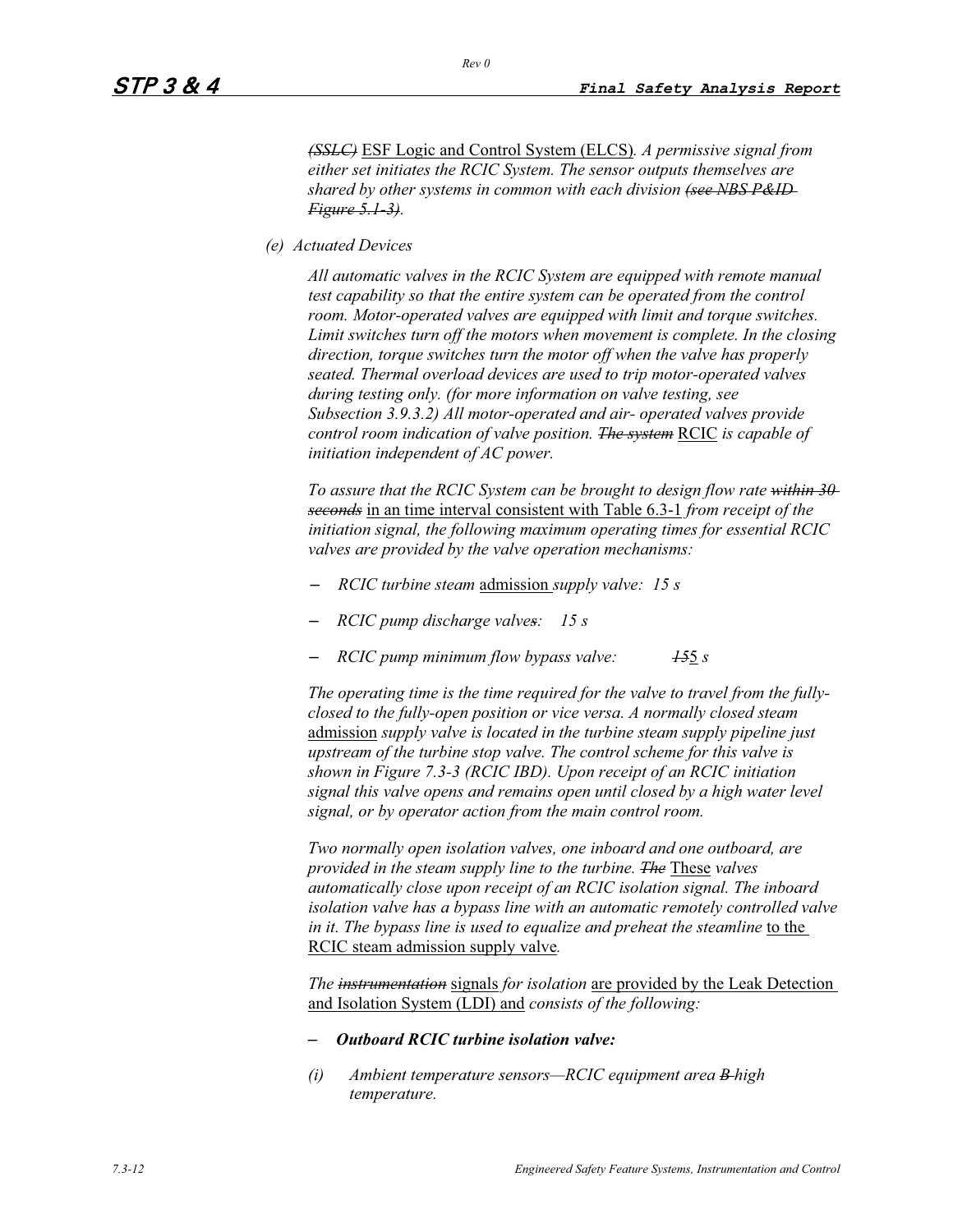*~~(SSLC)~~* ESF Logic and Control System (ELCS)*. A permissive signal from either set initiates the RCIC System. The sensor outputs themselves are shared by other systems in common with each division ~~(see NBS P&ID Figure 5.1-3)~~.*

*(e) Actuated Devices*

*All automatic valves in the RCIC System are equipped with remote manual test capability so that the entire system can be operated from the control room. Motor-operated valves are equipped with limit and torque switches. Limit switches turn off the motors when movement is complete. In the closing direction, torque switches turn the motor off when the valve has properly seated. Thermal overload devices are used to trip motor-operated valves during testing only. (for more information on valve testing, see Subsection 3.9.3.2) All motor-operated and air- operated valves provide control room indication of valve position. ~~The system~~* RCIC *is capable of initiation independent of AC power.*

*To assure that the RCIC System can be brought to design flow rate ~~within 30 seconds~~* in an time interval consistent with Table 6.3-1 *from receipt of the initiation signal, the following maximum operating times for essential RCIC valves are provided by the valve operation mechanisms:*

- *RCIC turbine steam* admission *supply valve: 15 s*
- *RCIC pump discharge valve~~s~~: 15 s*
- *RCIC pump minimum flow bypass valve: ~~15~~5 s*

*The operating time is the time required for the valve to travel from the fully-closed to the fully-open position or vice versa. A normally closed steam* admission *supply valve is located in the turbine steam supply pipeline just upstream of the turbine stop valve. The control scheme for this valve is shown in Figure 7.3-3 (RCIC IBD). Upon receipt of an RCIC initiation signal this valve opens and remains open until closed by a high water level signal, or by operator action from the main control room.*

*Two normally open isolation valves, one inboard and one outboard, are provided in the steam supply line to the turbine. ~~The~~* These *valves automatically close upon receipt of an RCIC isolation signal. The inboard isolation valve has a bypass line with an automatic remotely controlled valve in it. The bypass line is used to equalize and preheat the steamline* to the RCIC steam admission supply valve*.*

*The ~~instrumentation~~* signals *for isolation* are provided by the Leak Detection and Isolation System (LDI) and *consists of the following:*

- ***Outboard RCIC turbine isolation valve:***

*(i) Ambient temperature sensors—RCIC equipment area ~~B~~ high temperature.*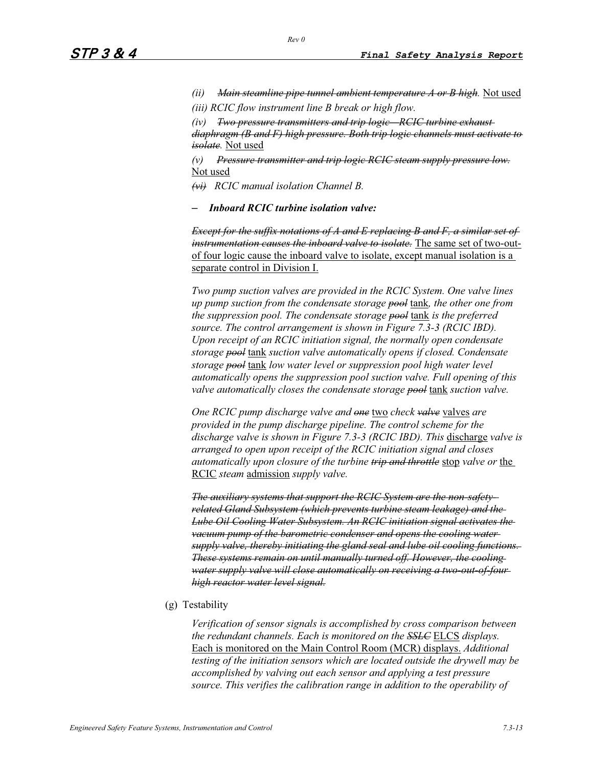*(ii)* ~~*Main steamline pipe tunnel ambient temperature A or B high*~~*.* Not used

*(iii) RCIC flow instrument line B break or high flow.*

*(iv)* ~~*Two pressure transmitters and trip logic—RCIC turbine exhaust diaphragm (B and F) high pressure. Both trip logic channels must activate to isolate*~~*.* Not used

*(v)* ~~*Pressure transmitter and trip logic RCIC steam supply pressure low.*~~ Not used

~~*(vi)*~~ *RCIC manual isolation Channel B.*

– ***Inboard RCIC turbine isolation valve:***

~~*Except for the suffix notations of A and E replacing B and F, a similar set of instrumentation causes the inboard valve to isolate.*~~ The same set of two-out-of four logic cause the inboard valve to isolate, except manual isolation is a separate control in Division I.

*Two pump suction valves are provided in the RCIC System. One valve lines up pump suction from the condensate storage* ~~*pool*~~ tank*, the other one from the suppression pool. The condensate storage* ~~*pool*~~ tank *is the preferred source. The control arrangement is shown in Figure 7.3-3 (RCIC IBD). Upon receipt of an RCIC initiation signal, the normally open condensate storage* ~~*pool*~~ tank *suction valve automatically opens if closed. Condensate storage* ~~*pool*~~ tank *low water level or suppression pool high water level automatically opens the suppression pool suction valve. Full opening of this valve automatically closes the condensate storage* ~~*pool*~~ tank *suction valve.*

*One RCIC pump discharge valve and* ~~*one*~~ two *check* ~~*valve*~~ valves *are provided in the pump discharge pipeline. The control scheme for the discharge valve is shown in Figure 7.3-3 (RCIC IBD). This* discharge *valve is arranged to open upon receipt of the RCIC initiation signal and closes automatically upon closure of the turbine* ~~*trip and throttle*~~ stop *valve or* the RCIC *steam* admission *supply valve.*

~~*The auxiliary systems that support the RCIC System are the non-safety-related Gland Subsystem (which prevents turbine steam leakage) and the Lube Oil Cooling Water Subsystem. An RCIC initiation signal activates the vacuum pump of the barometric condenser and opens the cooling water supply valve, thereby initiating the gland seal and lube oil cooling functions. These systems remain on until manually turned off. However, the cooling water supply valve will close automatically on receiving a two-out-of-four high reactor water level signal.*~~

(g) Testability

*Verification of sensor signals is accomplished by cross comparison between the redundant channels. Each is monitored on the* ~~*SSLC*~~ ELCS *displays.* Each is monitored on the Main Control Room (MCR) displays. *Additional testing of the initiation sensors which are located outside the drywell may be accomplished by valving out each sensor and applying a test pressure source. This verifies the calibration range in addition to the operability of*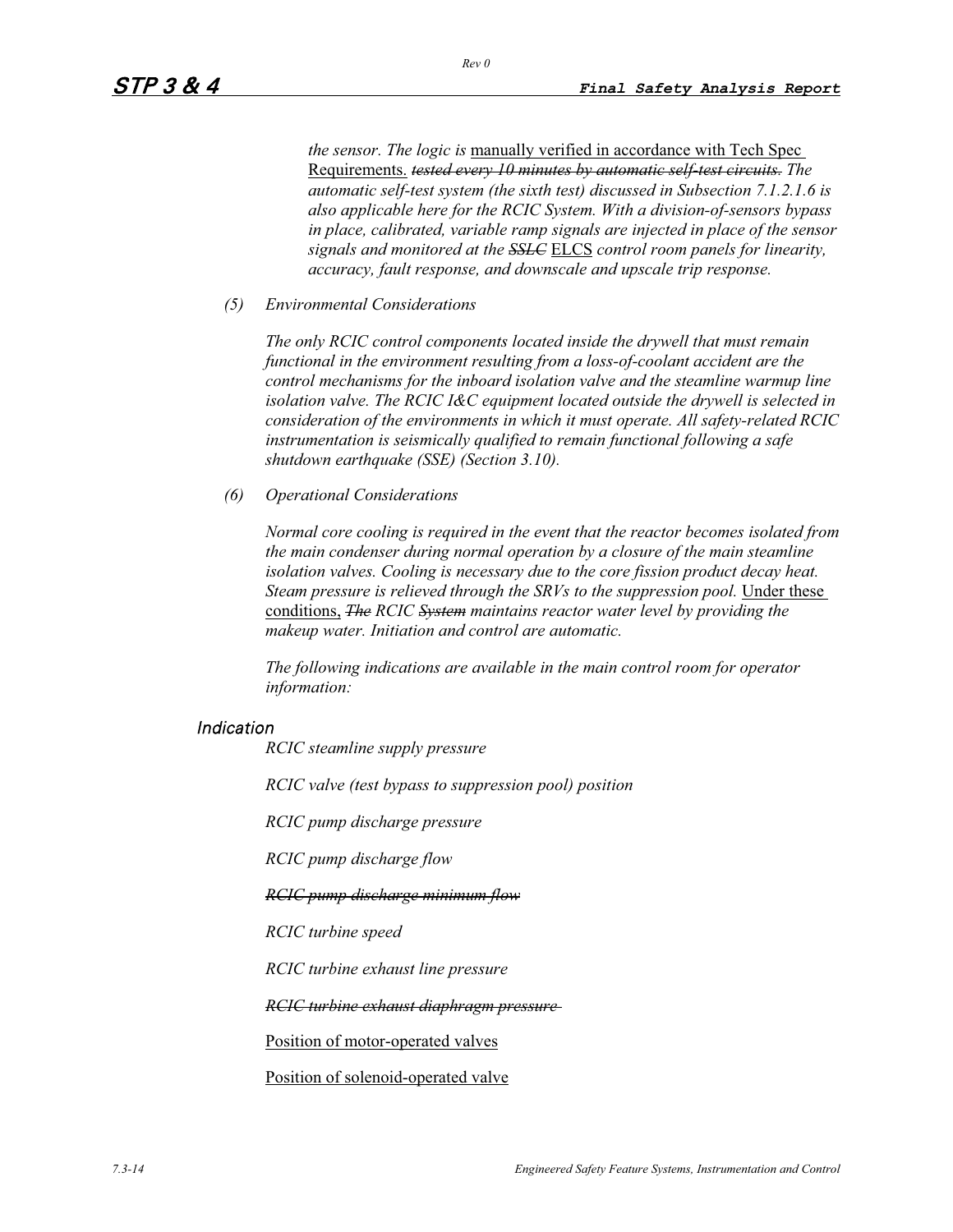*the sensor. The logic is* manually verified in accordance with Tech Spec Requirements. ~~*tested every 10 minutes by automatic self-test circuits.*~~ *The automatic self-test system (the sixth test) discussed in Subsection 7.1.2.1.6 is also applicable here for the RCIC System. With a division-of-sensors bypass in place, calibrated, variable ramp signals are injected in place of the sensor signals and monitored at the* ~~*SSLC*~~ ELCS *control room panels for linearity, accuracy, fault response, and downscale and upscale trip response.*

*(5) Environmental Considerations*

*The only RCIC control components located inside the drywell that must remain functional in the environment resulting from a loss-of-coolant accident are the control mechanisms for the inboard isolation valve and the steamline warmup line isolation valve. The RCIC I&C equipment located outside the drywell is selected in consideration of the environments in which it must operate. All safety-related RCIC instrumentation is seismically qualified to remain functional following a safe shutdown earthquake (SSE) (Section 3.10).*

*(6) Operational Considerations*

*Normal core cooling is required in the event that the reactor becomes isolated from the main condenser during normal operation by a closure of the main steamline isolation valves. Cooling is necessary due to the core fission product decay heat. Steam pressure is relieved through the SRVs to the suppression pool.* Under these conditions, ~~*The*~~ *RCIC* ~~*System*~~ *maintains reactor water level by providing the makeup water. Initiation and control are automatic.*

*The following indications are available in the main control room for operator information:*

*Indication*

*RCIC steamline supply pressure*

*RCIC valve (test bypass to suppression pool) position*

*RCIC pump discharge pressure*

*RCIC pump discharge flow*

~~*RCIC pump discharge minimum flow*~~

*RCIC turbine speed*

*RCIC turbine exhaust line pressure*

~~*RCIC turbine exhaust diaphragm pressure*~~

Position of motor-operated valves

Position of solenoid-operated valve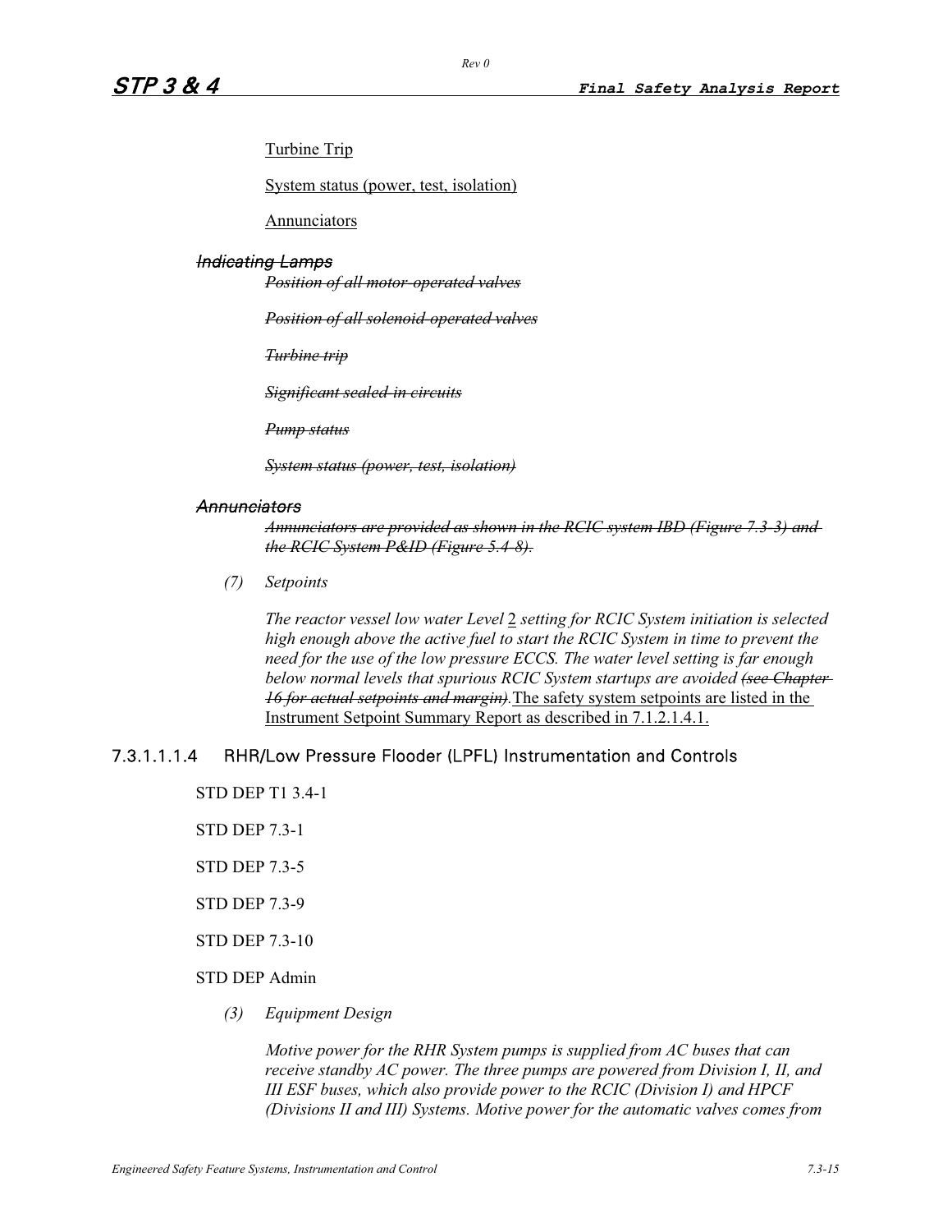Turbine Trip

System status (power, test, isolation)

Annunciators

~~*Indicating Lamps*~~

~~*Position of all motor-operated valves*~~

~~*Position of all solenoid-operated valves*~~

~~*Turbine trip*~~

~~*Significant sealed-in circuits*~~

~~*Pump status*~~

~~*System status (power, test, isolation)*~~

~~*Annunciators*~~

~~*Annunciators are provided as shown in the RCIC system IBD (Figure 7.3-3) and the RCIC System P&ID (Figure 5.4-8).*~~

*(7) Setpoints*

*The reactor vessel low water Level* 2 *setting for RCIC System initiation is selected high enough above the active fuel to start the RCIC System in time to prevent the need for the use of the low pressure ECCS. The water level setting is far enough below normal levels that spurious RCIC System startups are avoided* ~~*(see Chapter 16 for actual setpoints and margin).*~~The safety system setpoints are listed in the Instrument Setpoint Summary Report as described in 7.1.2.1.4.1.

#### 7.3.1.1.1.4 RHR/Low Pressure Flooder (LPFL) Instrumentation and Controls

STD DEP T1 3.4-1

STD DEP 7.3-1

STD DEP 7.3-5

STD DEP 7.3-9

STD DEP 7.3-10

STD DEP Admin

*(3) Equipment Design*

*Motive power for the RHR System pumps is supplied from AC buses that can receive standby AC power. The three pumps are powered from Division I, II, and III ESF buses, which also provide power to the RCIC (Division I) and HPCF (Divisions II and III) Systems. Motive power for the automatic valves comes from*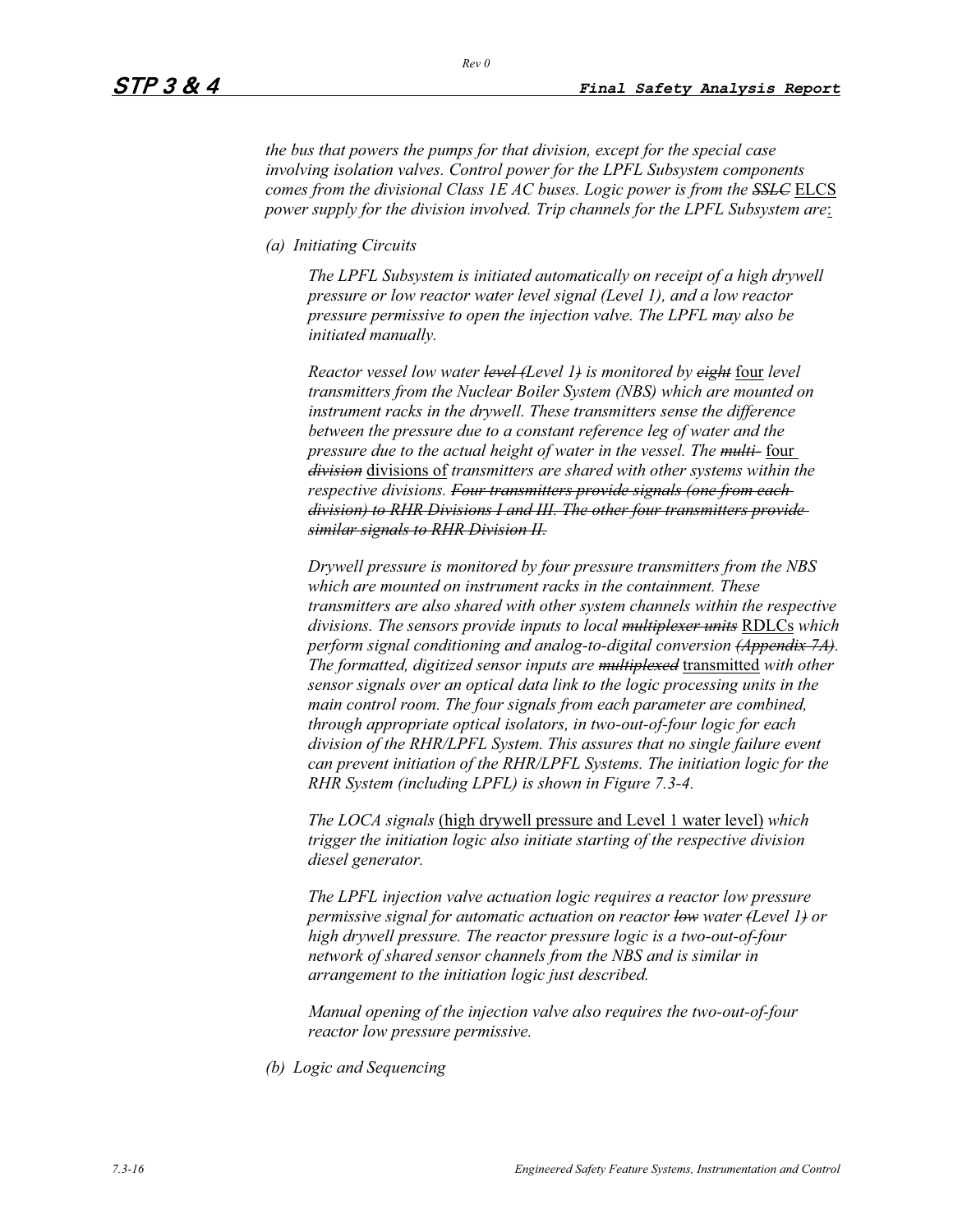*the bus that powers the pumps for that division, except for the special case involving isolation valves. Control power for the LPFL Subsystem components comes from the divisional Class 1E AC buses. Logic power is from the* ~~*SSLC*~~ <u>ELCS</u> *power supply for the division involved. Trip channels for the LPFL Subsystem are*<u>:</u>

*(a) Initiating Circuits*

*The LPFL Subsystem is initiated automatically on receipt of a high drywell pressure or low reactor water level signal (Level 1), and a low reactor pressure permissive to open the injection valve. The LPFL may also be initiated manually.*

*Reactor vessel low water* ~~*level (*~~*Level 1*~~*)*~~ *is monitored by* ~~*eight*~~ <u>four</u> *level transmitters from the Nuclear Boiler System (NBS) which are mounted on instrument racks in the drywell. These transmitters sense the difference between the pressure due to a constant reference leg of water and the pressure due to the actual height of water in the vessel. The* ~~*multi-*~~ <u>four</u> ~~*division*~~ <u>divisions of</u> *transmitters are shared with other systems within the respective divisions.* ~~*Four transmitters provide signals (one from each division) to RHR Divisions I and III. The other four transmitters provide similar signals to RHR Division II.*~~

*Drywell pressure is monitored by four pressure transmitters from the NBS which are mounted on instrument racks in the containment. These transmitters are also shared with other system channels within the respective divisions. The sensors provide inputs to local* ~~*multiplexer units*~~ <u>RDLCs</u> *which perform signal conditioning and analog-to-digital conversion* ~~*(Appendix 7A)*~~*. The formatted, digitized sensor inputs are* ~~*multiplexed*~~ <u>transmitted</u> *with other sensor signals over an optical data link to the logic processing units in the main control room. The four signals from each parameter are combined, through appropriate optical isolators, in two-out-of-four logic for each division of the RHR/LPFL System. This assures that no single failure event can prevent initiation of the RHR/LPFL Systems. The initiation logic for the RHR System (including LPFL) is shown in Figure 7.3-4.*

*The LOCA signals* <u>(high drywell pressure and Level 1 water level)</u> *which trigger the initiation logic also initiate starting of the respective division diesel generator.*

*The LPFL injection valve actuation logic requires a reactor low pressure permissive signal for automatic actuation on reactor* ~~*low*~~ *water* ~~*(*~~*Level 1*~~*)*~~ *or high drywell pressure. The reactor pressure logic is a two-out-of-four network of shared sensor channels from the NBS and is similar in arrangement to the initiation logic just described.*

*Manual opening of the injection valve also requires the two-out-of-four reactor low pressure permissive.*

*(b) Logic and Sequencing*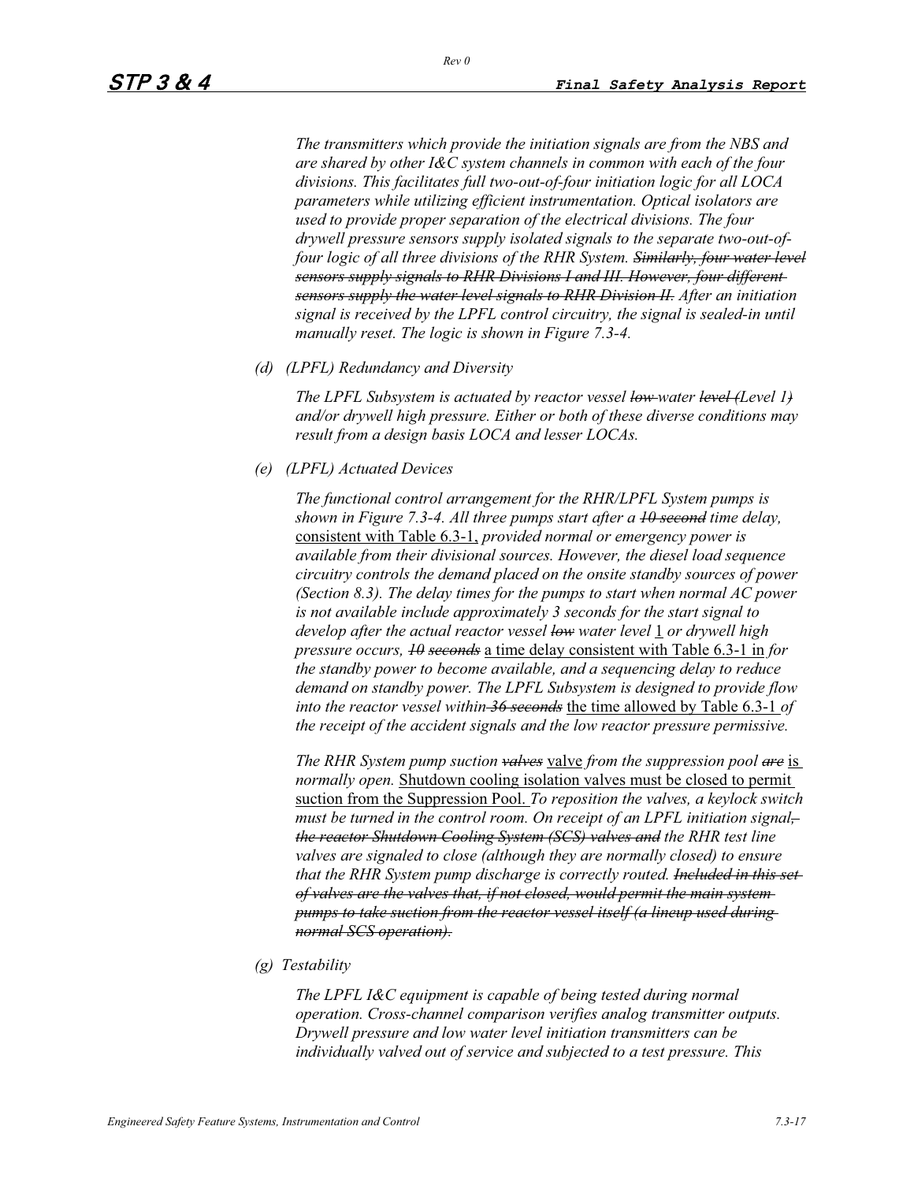*The transmitters which provide the initiation signals are from the NBS and are shared by other I&C system channels in common with each of the four divisions. This facilitates full two-out-of-four initiation logic for all LOCA parameters while utilizing efficient instrumentation. Optical isolators are used to provide proper separation of the electrical divisions. The four drywell pressure sensors supply isolated signals to the separate two-out-of-four logic of all three divisions of the RHR System.* ~~*Similarly, four water level sensors supply signals to RHR Divisions I and III. However, four different sensors supply the water level signals to RHR Division II.*~~ *After an initiation signal is received by the LPFL control circuitry, the signal is sealed-in until manually reset. The logic is shown in Figure 7.3-4.*

*(d) (LPFL) Redundancy and Diversity*

*The LPFL Subsystem is actuated by reactor vessel* ~~*low*~~ *water* ~~*level (*~~*Level 1*~~*)*~~ *and/or drywell high pressure. Either or both of these diverse conditions may result from a design basis LOCA and lesser LOCAs.*

*(e) (LPFL) Actuated Devices*

*The functional control arrangement for the RHR/LPFL System pumps is shown in Figure 7.3-4. All three pumps start after a* ~~*10 second*~~ *time delay,* <u>consistent with Table 6.3-1,</u> *provided normal or emergency power is available from their divisional sources. However, the diesel load sequence circuitry controls the demand placed on the onsite standby sources of power (Section 8.3). The delay times for the pumps to start when normal AC power is not available include approximately 3 seconds for the start signal to develop after the actual reactor vessel* ~~*low*~~ *water level* <u>1</u> *or drywell high pressure occurs,* ~~*10 seconds*~~ <u>a time delay consistent with Table 6.3-1 in</u> *for the standby power to become available, and a sequencing delay to reduce demand on standby power. The LPFL Subsystem is designed to provide flow into the reactor vessel within* ~~*36 seconds*~~ <u>the time allowed by Table 6.3-1</u> *of the receipt of the accident signals and the low reactor pressure permissive.*

*The RHR System pump suction* ~~*valves*~~ <u>valve</u> *from the suppression pool* ~~*are*~~ <u>is</u> *normally open.* <u>Shutdown cooling isolation valves must be closed to permit suction from the Suppression Pool.</u> *To reposition the valves, a keylock switch must be turned in the control room. On receipt of an LPFL initiation signal*~~*, the reactor Shutdown Cooling System (SCS) valves and*~~ *the RHR test line valves are signaled to close (although they are normally closed) to ensure that the RHR System pump discharge is correctly routed.* ~~*Included in this set of valves are the valves that, if not closed, would permit the main system pumps to take suction from the reactor vessel itself (a lineup used during normal SCS operation).*~~

*(g) Testability*

*The LPFL I&C equipment is capable of being tested during normal operation. Cross-channel comparison verifies analog transmitter outputs. Drywell pressure and low water level initiation transmitters can be individually valved out of service and subjected to a test pressure. This*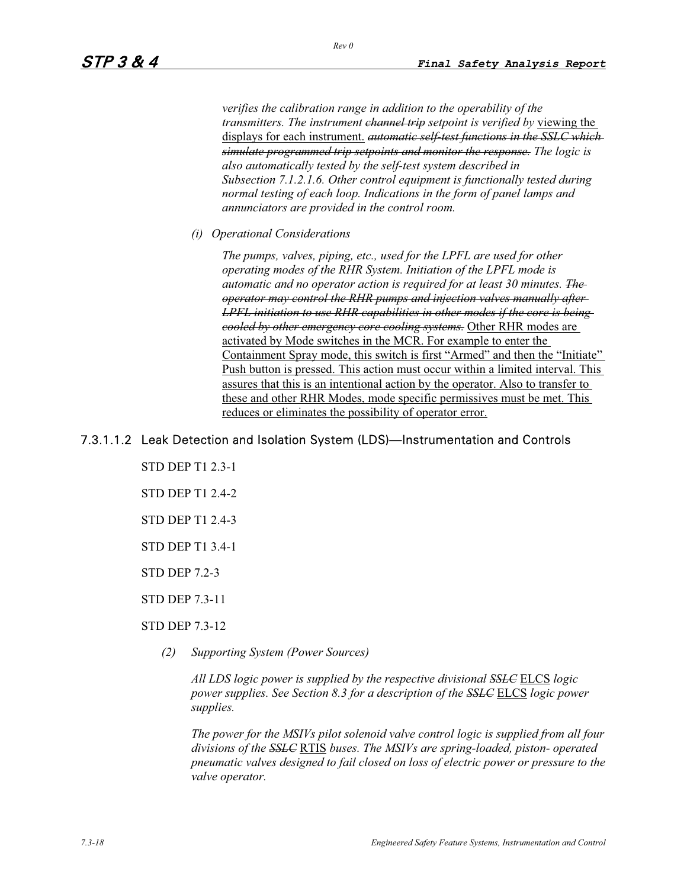*verifies the calibration range in addition to the operability of the transmitters. The instrument ~~channel trip~~ setpoint is verified by* viewing the displays for each instrument. ~~*automatic self-test functions in the SSLC which simulate programmed trip setpoints and monitor the response.*~~ *The logic is also automatically tested by the self-test system described in Subsection 7.1.2.1.6. Other control equipment is functionally tested during normal testing of each loop. Indications in the form of panel lamps and annunciators are provided in the control room.*

*(i) Operational Considerations*

*The pumps, valves, piping, etc., used for the LPFL are used for other operating modes of the RHR System. Initiation of the LPFL mode is automatic and no operator action is required for at least 30 minutes.* ~~*The operator may control the RHR pumps and injection valves manually after LPFL initiation to use RHR capabilities in other modes if the core is being cooled by other emergency core cooling systems.*~~ Other RHR modes are activated by Mode switches in the MCR. For example to enter the Containment Spray mode, this switch is first "Armed" and then the "Initiate" Push button is pressed. This action must occur within a limited interval. This assures that this is an intentional action by the operator. Also to transfer to these and other RHR Modes, mode specific permissives must be met. This reduces or eliminates the possibility of operator error.

### 7.3.1.1.2 Leak Detection and Isolation System (LDS)—Instrumentation and Controls

STD DEP T1 2.3-1

STD DEP T1 2.4-2

STD DEP T1 2.4-3

STD DEP T1 3.4-1

STD DEP 7.2-3

STD DEP 7.3-11

STD DEP 7.3-12

*(2) Supporting System (Power Sources)*

*All LDS logic power is supplied by the respective divisional ~~SSLC~~* ELCS *logic power supplies. See Section 8.3 for a description of the ~~SSLC~~* ELCS *logic power supplies.*

*The power for the MSIVs pilot solenoid valve control logic is supplied from all four divisions of the ~~SSLC~~* RTIS *buses. The MSIVs are spring-loaded, piston- operated pneumatic valves designed to fail closed on loss of electric power or pressure to the valve operator.*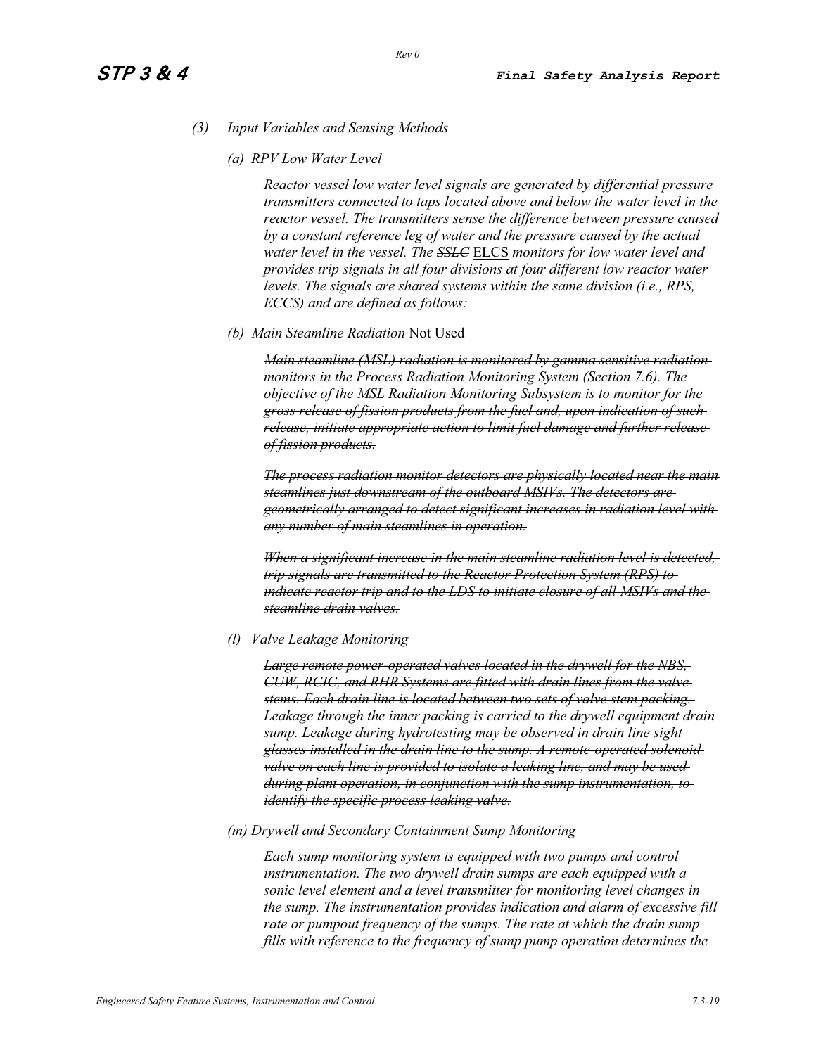*(3) Input Variables and Sensing Methods*

*(a) RPV Low Water Level*

*Reactor vessel low water level signals are generated by differential pressure transmitters connected to taps located above and below the water level in the reactor vessel. The transmitters sense the difference between pressure caused by a constant reference leg of water and the pressure caused by the actual water level in the vessel. The ~~SSLC~~* <u>ELCS</u> *monitors for low water level and provides trip signals in all four divisions at four different low reactor water levels. The signals are shared systems within the same division (i.e., RPS, ECCS) and are defined as follows:*

*(b) ~~Main Steamline Radiation~~* <u>Not Used</u>

*~~Main steamline (MSL) radiation is monitored by gamma sensitive radiation monitors in the Process Radiation Monitoring System (Section 7.6). The objective of the MSL Radiation Monitoring Subsystem is to monitor for the gross release of fission products from the fuel and, upon indication of such release, initiate appropriate action to limit fuel damage and further release of fission products.~~*

*~~The process radiation monitor detectors are physically located near the main steamlines just downstream of the outboard MSIVs. The detectors are geometrically arranged to detect significant increases in radiation level with any number of main steamlines in operation.~~*

*~~When a significant increase in the main steamline radiation level is detected, trip signals are transmitted to the Reactor Protection System (RPS) to indicate reactor trip and to the LDS to initiate closure of all MSIVs and the steamline drain valves.~~*

*(l) Valve Leakage Monitoring*

*~~Large remote power-operated valves located in the drywell for the NBS, CUW, RCIC, and RHR Systems are fitted with drain lines from the valve stems. Each drain line is located between two sets of valve stem packing. Leakage through the inner packing is carried to the drywell equipment drain sump. Leakage during hydrotesting may be observed in drain line sight glasses installed in the drain line to the sump. A remote-operated solenoid valve on each line is provided to isolate a leaking line, and may be used during plant operation, in conjunction with the sump instrumentation, to identify the specific process leaking valve.~~*

*(m) Drywell and Secondary Containment Sump Monitoring*

*Each sump monitoring system is equipped with two pumps and control instrumentation. The two drywell drain sumps are each equipped with a sonic level element and a level transmitter for monitoring level changes in the sump. The instrumentation provides indication and alarm of excessive fill rate or pumpout frequency of the sumps. The rate at which the drain sump fills with reference to the frequency of sump pump operation determines the*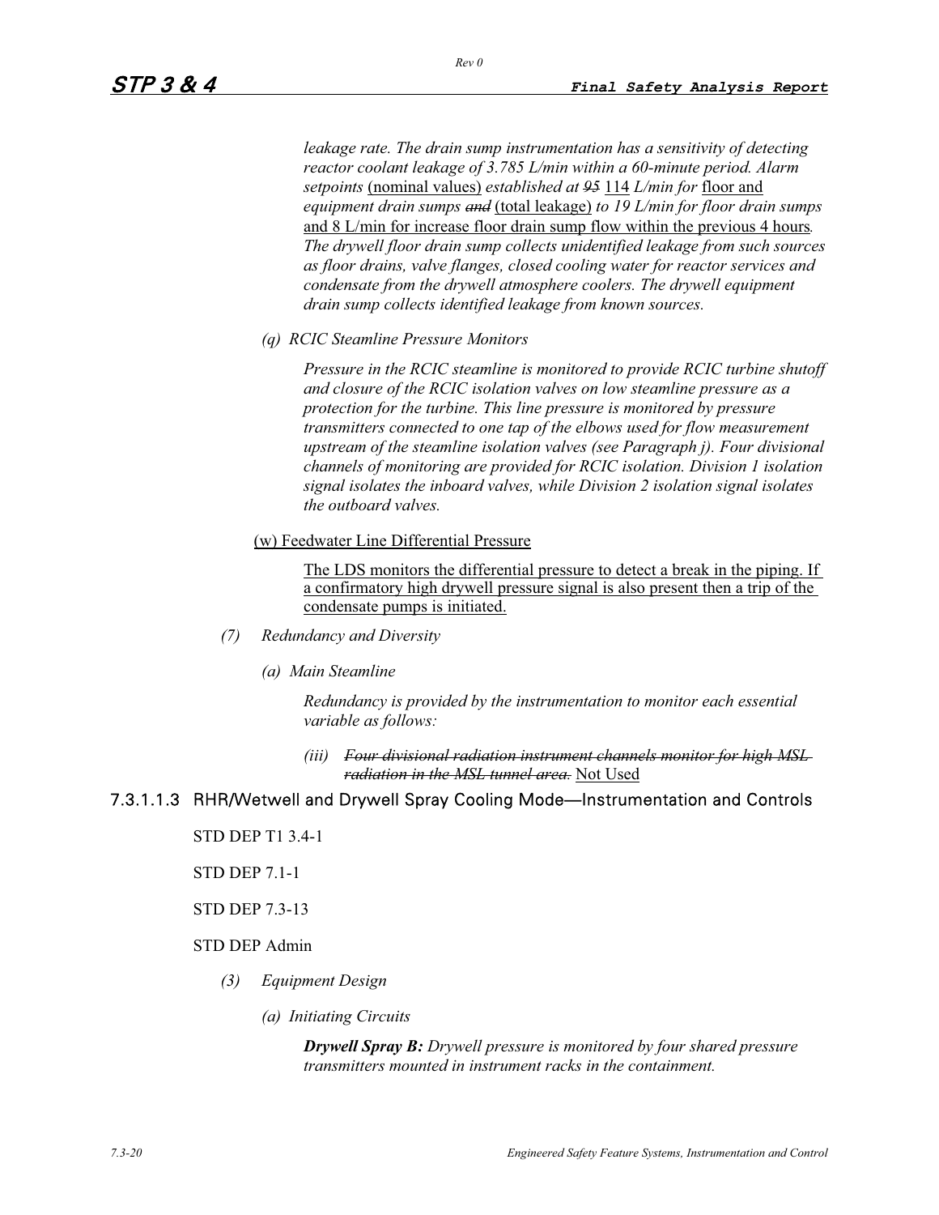*leakage rate. The drain sump instrumentation has a sensitivity of detecting reactor coolant leakage of 3.785 L/min within a 60-minute period. Alarm setpoints* (nominal values) *established at* ~~*95*~~ 114 *L/min for* floor and equipment drain sumps ~~*and*~~ (total leakage) *to 19 L/min for floor drain sumps* and 8 L/min for increase floor drain sump flow within the previous 4 hours*. The drywell floor drain sump collects unidentified leakage from such sources as floor drains, valve flanges, closed cooling water for reactor services and condensate from the drywell atmosphere coolers. The drywell equipment drain sump collects identified leakage from known sources.*

*(q) RCIC Steamline Pressure Monitors*

*Pressure in the RCIC steamline is monitored to provide RCIC turbine shutoff and closure of the RCIC isolation valves on low steamline pressure as a protection for the turbine. This line pressure is monitored by pressure transmitters connected to one tap of the elbows used for flow measurement upstream of the steamline isolation valves (see Paragraph j). Four divisional channels of monitoring are provided for RCIC isolation. Division 1 isolation signal isolates the inboard valves, while Division 2 isolation signal isolates the outboard valves.*

(w) Feedwater Line Differential Pressure

The LDS monitors the differential pressure to detect a break in the piping. If a confirmatory high drywell pressure signal is also present then a trip of the condensate pumps is initiated.

*(7) Redundancy and Diversity*

*(a) Main Steamline*

*Redundancy is provided by the instrumentation to monitor each essential variable as follows:*

*(iii)* ~~*Four divisional radiation instrument channels monitor for high MSL radiation in the MSL tunnel area.*~~ Not Used

#### 7.3.1.1.3 RHR/Wetwell and Drywell Spray Cooling Mode—Instrumentation and Controls

STD DEP T1 3.4-1

STD DEP 7.1-1

STD DEP 7.3-13

STD DEP Admin

*(3) Equipment Design*

*(a) Initiating Circuits*

***Drywell Spray B:*** *Drywell pressure is monitored by four shared pressure transmitters mounted in instrument racks in the containment.*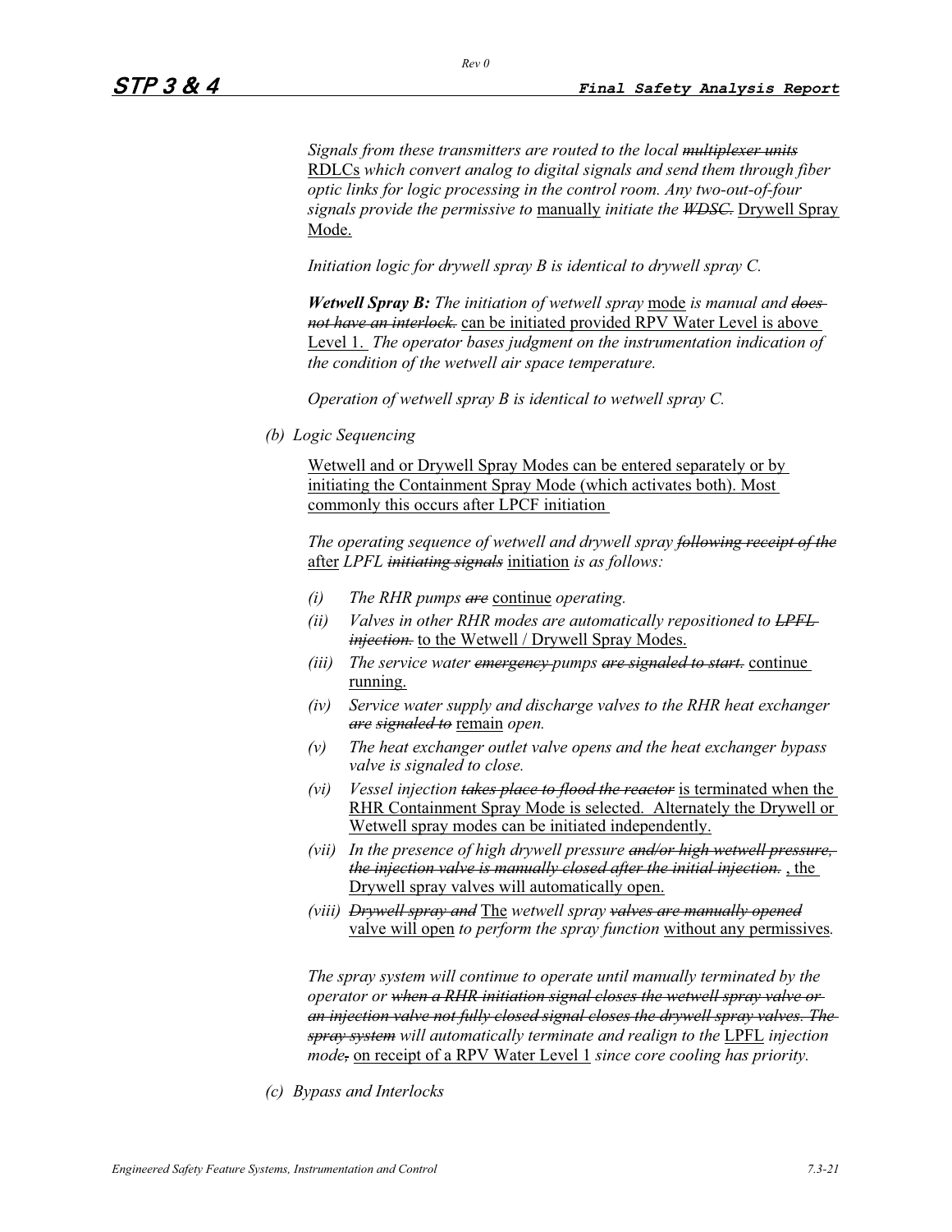*Signals from these transmitters are routed to the local ~~multiplexer units~~* RDLCs *which convert analog to digital signals and send them through fiber optic links for logic processing in the control room. Any two-out-of-four signals provide the permissive to* manually *initiate the ~~WDSC.~~* Drywell Spray Mode.

*Initiation logic for drywell spray B is identical to drywell spray C.*

***Wetwell Spray B:*** *The initiation of wetwell spray* mode *is manual and ~~does not have an interlock.~~* can be initiated provided RPV Water Level is above Level 1. *The operator bases judgment on the instrumentation indication of the condition of the wetwell air space temperature.*

*Operation of wetwell spray B is identical to wetwell spray C.*

*(b) Logic Sequencing*

Wetwell and or Drywell Spray Modes can be entered separately or by initiating the Containment Spray Mode (which activates both). Most commonly this occurs after LPCF initiation

*The operating sequence of wetwell and drywell spray ~~following receipt of the~~* after *LPFL ~~initiating signals~~* initiation *is as follows:*

- *(i) The RHR pumps ~~are~~* continue *operating.*
- *(ii) Valves in other RHR modes are automatically repositioned to ~~LPFL injection.~~* to the Wetwell / Drywell Spray Modes.
- *(iii) The service water ~~emergency~~ pumps ~~are signaled to start.~~* continue running.
- *(iv) Service water supply and discharge valves to the RHR heat exchanger ~~are~~ ~~signaled to~~* remain *open.*
- *(v) The heat exchanger outlet valve opens and the heat exchanger bypass valve is signaled to close.*
- *(vi) Vessel injection ~~takes place to flood the reactor~~* is terminated when the RHR Containment Spray Mode is selected. Alternately the Drywell or Wetwell spray modes can be initiated independently.
- *(vii) In the presence of high drywell pressure ~~and/or high wetwell pressure, the injection valve is manually closed after the initial injection.~~* , the Drywell spray valves will automatically open.
- *(viii) ~~Drywell spray and~~* The *wetwell spray ~~valves are manually opened~~* valve will open *to perform the spray function* without any permissives*.*

*The spray system will continue to operate until manually terminated by the operator or ~~when a RHR initiation signal closes the wetwell spray valve or an injection valve not fully closed signal closes the drywell spray valves. The spray system~~ will automatically terminate and realign to the* LPFL *injection mode~~,~~* on receipt of a RPV Water Level 1 *since core cooling has priority.*

*(c) Bypass and Interlocks*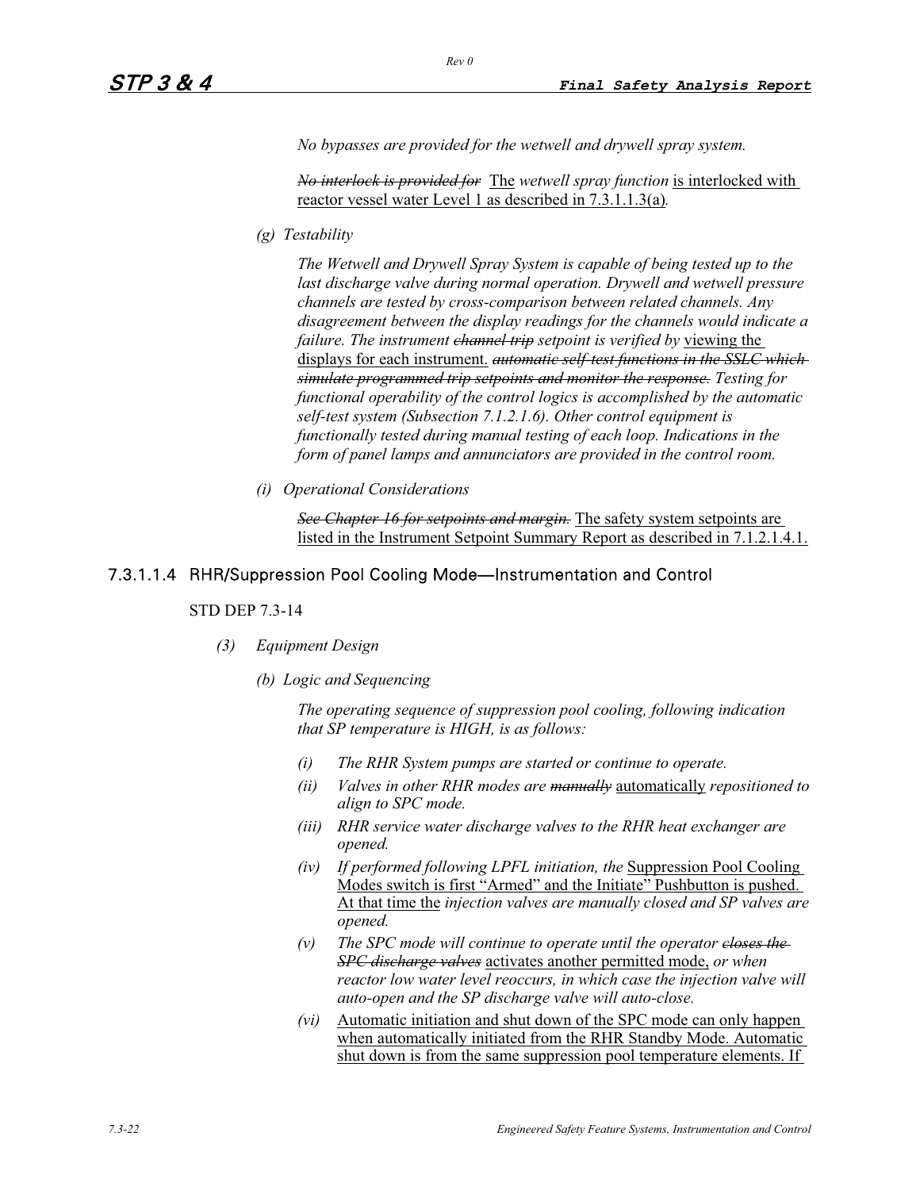*No bypasses are provided for the wetwell and drywell spray system.*

~~*No interlock is provided for*~~ The *wetwell spray function* is interlocked with reactor vessel water Level 1 as described in 7.3.1.1.3(a).

*(g) Testability*

*The Wetwell and Drywell Spray System is capable of being tested up to the last discharge valve during normal operation. Drywell and wetwell pressure channels are tested by cross-comparison between related channels. Any disagreement between the display readings for the channels would indicate a failure. The instrument* ~~*channel trip*~~ *setpoint is verified by* viewing the displays for each instrument. ~~*automatic self-test functions in the SSLC which simulate programmed trip setpoints and monitor the response.*~~ *Testing for functional operability of the control logics is accomplished by the automatic self-test system (Subsection 7.1.2.1.6). Other control equipment is functionally tested during manual testing of each loop. Indications in the form of panel lamps and annunciators are provided in the control room.*

*(i) Operational Considerations*

~~*See Chapter 16 for setpoints and margin.*~~ The safety system setpoints are listed in the Instrument Setpoint Summary Report as described in 7.1.2.1.4.1.

### 7.3.1.1.4 RHR/Suppression Pool Cooling Mode—Instrumentation and Control

STD DEP 7.3-14

*(3) Equipment Design*

*(b) Logic and Sequencing*

*The operating sequence of suppression pool cooling, following indication that SP temperature is HIGH, is as follows:*

- *(i) The RHR System pumps are started or continue to operate.*
- *(ii) Valves in other RHR modes are* ~~*manually*~~ automatically *repositioned to align to SPC mode.*
- *(iii) RHR service water discharge valves to the RHR heat exchanger are opened.*
- *(iv) If performed following LPFL initiation, the* Suppression Pool Cooling Modes switch is first "Armed" and the Initiate" Pushbutton is pushed. At that time the *injection valves are manually closed and SP valves are opened.*
- *(v) The SPC mode will continue to operate until the operator* ~~*closes the SPC discharge valves*~~ activates another permitted mode, *or when reactor low water level reoccurs, in which case the injection valve will auto-open and the SP discharge valve will auto-close.*
- *(vi)* Automatic initiation and shut down of the SPC mode can only happen when automatically initiated from the RHR Standby Mode. Automatic shut down is from the same suppression pool temperature elements. If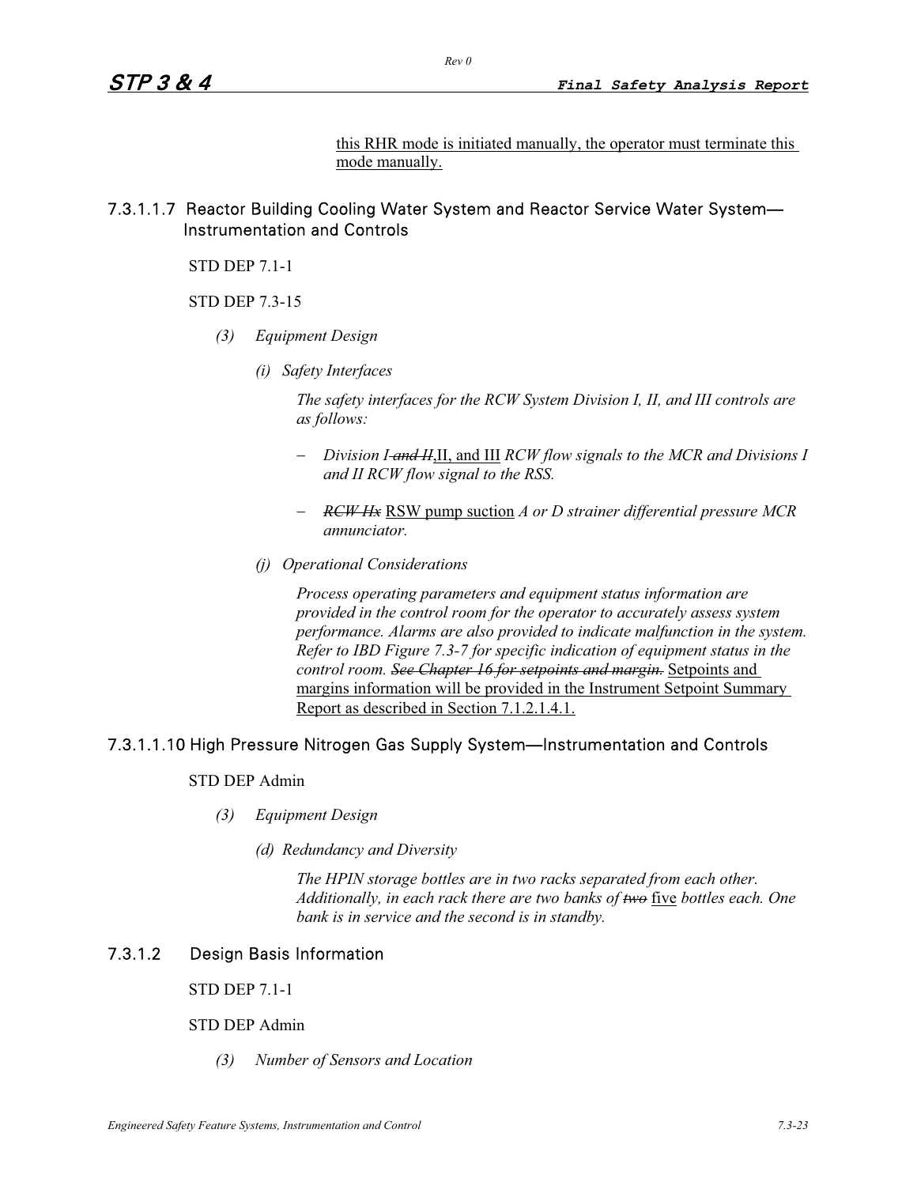<u>this RHR mode is initiated manually, the operator must terminate this mode manually.</u>

### 7.3.1.1.7 Reactor Building Cooling Water System and Reactor Service Water System—Instrumentation and Controls

STD DEP 7.1-1

STD DEP 7.3-15

*(3) Equipment Design*

*(i) Safety Interfaces*

*The safety interfaces for the RCW System Division I, II, and III controls are as follows:*

- *Division I ~~and II~~*<u>,II, and III</u> *RCW flow signals to the MCR and Divisions I and II RCW flow signal to the RSS.*
- *~~RCW Hx~~* <u>RSW pump suction</u> *A or D strainer differential pressure MCR annunciator.*

*(j) Operational Considerations*

*Process operating parameters and equipment status information are provided in the control room for the operator to accurately assess system performance. Alarms are also provided to indicate malfunction in the system. Refer to IBD Figure 7.3-7 for specific indication of equipment status in the control room. ~~See Chapter 16 for setpoints and margin.~~* <u>Setpoints and margins information will be provided in the Instrument Setpoint Summary Report as described in Section 7.1.2.1.4.1.</u>

### 7.3.1.1.10 High Pressure Nitrogen Gas Supply System—Instrumentation and Controls

STD DEP Admin

*(3) Equipment Design*

*(d) Redundancy and Diversity*

*The HPIN storage bottles are in two racks separated from each other. Additionally, in each rack there are two banks of ~~two~~* <u>five</u> *bottles each. One bank is in service and the second is in standby.*

### 7.3.1.2 Design Basis Information

STD DEP 7.1-1

STD DEP Admin

*(3) Number of Sensors and Location*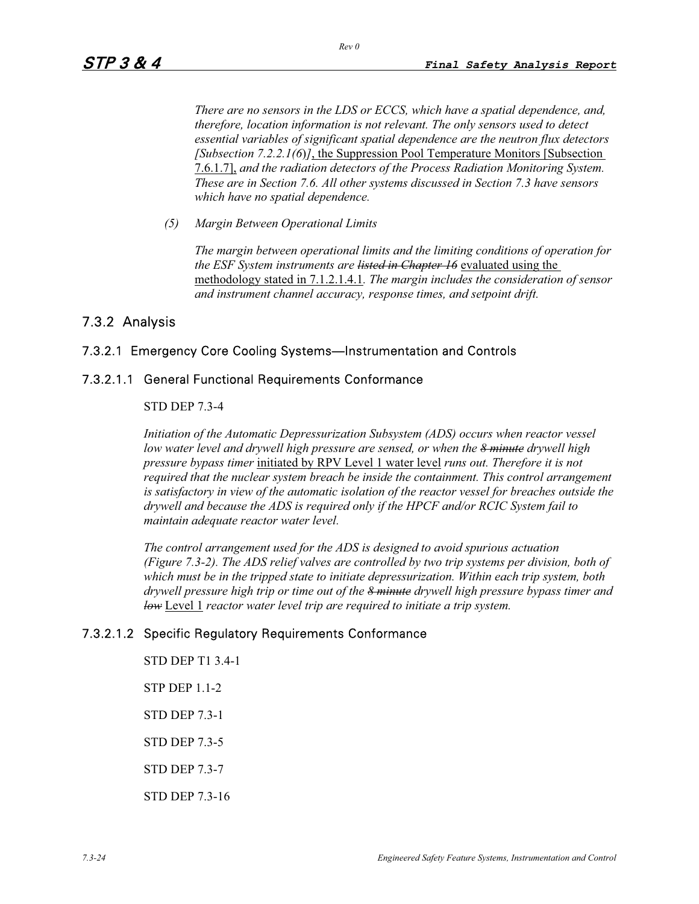*There are no sensors in the LDS or ECCS, which have a spatial dependence, and, therefore, location information is not relevant. The only sensors used to detect essential variables of significant spatial dependence are the neutron flux detectors [Subsection 7.2.2.1(6)]*, the Suppression Pool Temperature Monitors [Subsection 7.6.1.7], *and the radiation detectors of the Process Radiation Monitoring System. These are in Section 7.6. All other systems discussed in Section 7.3 have sensors which have no spatial dependence.*

*(5) Margin Between Operational Limits*

*The margin between operational limits and the limiting conditions of operation for the ESF System instruments are ~~listed in Chapter 16~~* evaluated using the methodology stated in 7.1.2.1.4.1. *The margin includes the consideration of sensor and instrument channel accuracy, response times, and setpoint drift.*

## 7.3.2 Analysis

### 7.3.2.1 Emergency Core Cooling Systems—Instrumentation and Controls

#### 7.3.2.1.1 General Functional Requirements Conformance

STD DEP 7.3-4

*Initiation of the Automatic Depressurization Subsystem (ADS) occurs when reactor vessel low water level and drywell high pressure are sensed, or when the ~~8 minute~~ drywell high pressure bypass timer* initiated by RPV Level 1 water level *runs out. Therefore it is not required that the nuclear system breach be inside the containment. This control arrangement is satisfactory in view of the automatic isolation of the reactor vessel for breaches outside the drywell and because the ADS is required only if the HPCF and/or RCIC System fail to maintain adequate reactor water level.*

*The control arrangement used for the ADS is designed to avoid spurious actuation (Figure 7.3-2). The ADS relief valves are controlled by two trip systems per division, both of which must be in the tripped state to initiate depressurization. Within each trip system, both drywell pressure high trip or time out of the ~~8 minute~~ drywell high pressure bypass timer and ~~low~~* Level 1 *reactor water level trip are required to initiate a trip system.*

#### 7.3.2.1.2 Specific Regulatory Requirements Conformance

STD DEP T1 3.4-1

STP DEP 1.1-2

STD DEP 7.3-1

STD DEP 7.3-5

STD DEP 7.3-7

STD DEP 7.3-16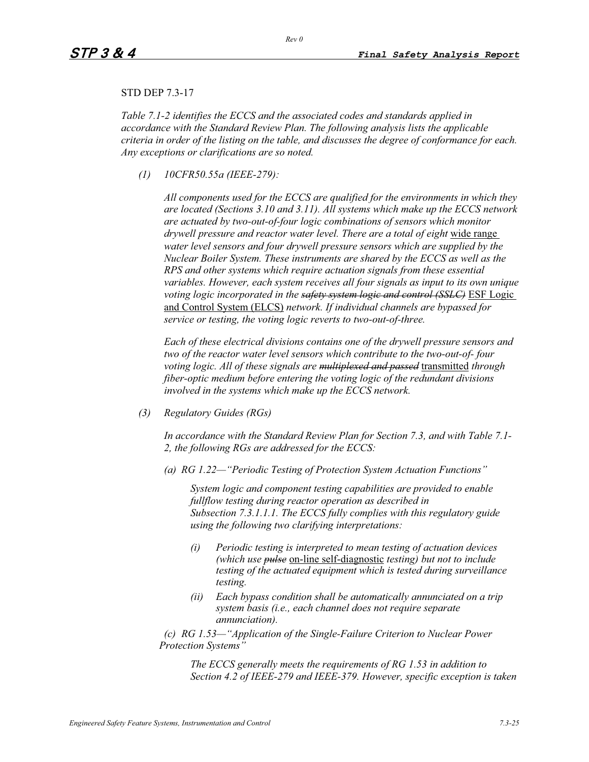STD DEP 7.3-17

*Table 7.1-2 identifies the ECCS and the associated codes and standards applied in accordance with the Standard Review Plan. The following analysis lists the applicable criteria in order of the listing on the table, and discusses the degree of conformance for each. Any exceptions or clarifications are so noted.*

*(1) 10CFR50.55a (IEEE-279):*

*All components used for the ECCS are qualified for the environments in which they are located (Sections 3.10 and 3.11). All systems which make up the ECCS network are actuated by two-out-of-four logic combinations of sensors which monitor drywell pressure and reactor water level. There are a total of eight* <u>wide range</u> *water level sensors and four drywell pressure sensors which are supplied by the Nuclear Boiler System. These instruments are shared by the ECCS as well as the RPS and other systems which require actuation signals from these essential variables. However, each system receives all four signals as input to its own unique voting logic incorporated in the ~~safety system logic and control (SSLC)~~* <u>ESF Logic and Control System (ELCS)</u> *network. If individual channels are bypassed for service or testing, the voting logic reverts to two-out-of-three.*

*Each of these electrical divisions contains one of the drywell pressure sensors and two of the reactor water level sensors which contribute to the two-out-of- four voting logic. All of these signals are ~~multiplexed and passed~~* <u>transmitted</u> *through fiber-optic medium before entering the voting logic of the redundant divisions involved in the systems which make up the ECCS network.*

*(3) Regulatory Guides (RGs)*

*In accordance with the Standard Review Plan for Section 7.3, and with Table 7.1-2, the following RGs are addressed for the ECCS:*

*(a) RG 1.22—"Periodic Testing of Protection System Actuation Functions"*

*System logic and component testing capabilities are provided to enable fullflow testing during reactor operation as described in Subsection 7.3.1.1.1. The ECCS fully complies with this regulatory guide using the following two clarifying interpretations:*

*(i) Periodic testing is interpreted to mean testing of actuation devices (which use ~~pulse~~* <u>on-line self-diagnostic</u> *testing) but not to include testing of the actuated equipment which is tested during surveillance testing.*

*(ii) Each bypass condition shall be automatically annunciated on a trip system basis (i.e., each channel does not require separate annunciation).*

*(c) RG 1.53—"Application of the Single-Failure Criterion to Nuclear Power Protection Systems"*

*The ECCS generally meets the requirements of RG 1.53 in addition to Section 4.2 of IEEE-279 and IEEE-379. However, specific exception is taken*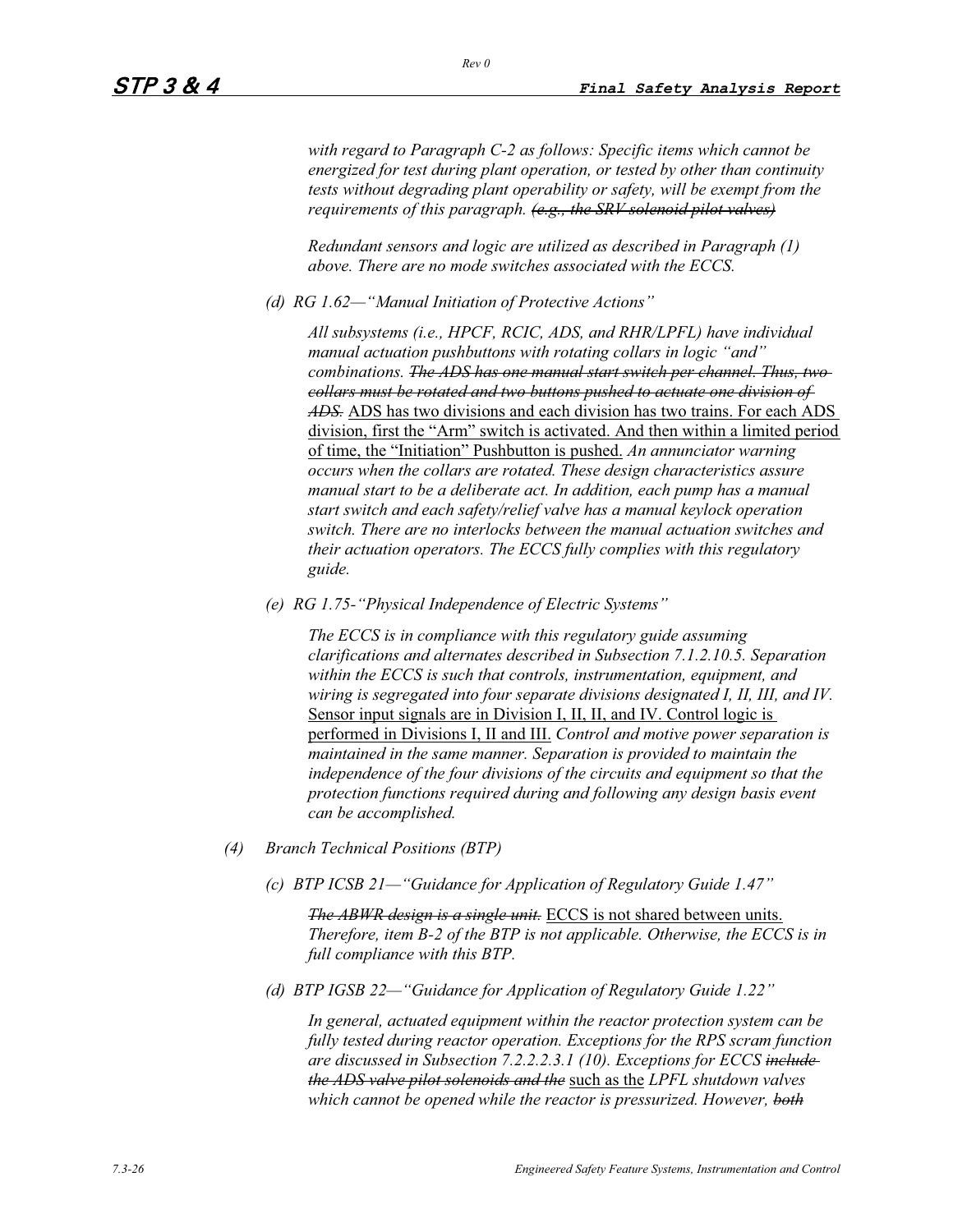*with regard to Paragraph C-2 as follows: Specific items which cannot be energized for test during plant operation, or tested by other than continuity tests without degrading plant operability or safety, will be exempt from the requirements of this paragraph.* ~~*(e.g., the SRV solenoid pilot valves)*~~

*Redundant sensors and logic are utilized as described in Paragraph (1) above. There are no mode switches associated with the ECCS.*

(d) *RG 1.62—"Manual Initiation of Protective Actions"*

*All subsystems (i.e., HPCF, RCIC, ADS, and RHR/LPFL) have individual manual actuation pushbuttons with rotating collars in logic "and" combinations.* ~~*The ADS has one manual start switch per channel. Thus, two collars must be rotated and two buttons pushed to actuate one division of ADS.*~~ <u>ADS has two divisions and each division has two trains. For each ADS division, first the "Arm" switch is activated. And then within a limited period of time, the "Initiation" Pushbutton is pushed.</u> *An annunciator warning occurs when the collars are rotated. These design characteristics assure manual start to be a deliberate act. In addition, each pump has a manual start switch and each safety/relief valve has a manual keylock operation switch. There are no interlocks between the manual actuation switches and their actuation operators. The ECCS fully complies with this regulatory guide.*

(e) *RG 1.75-"Physical Independence of Electric Systems"*

*The ECCS is in compliance with this regulatory guide assuming clarifications and alternates described in Subsection 7.1.2.10.5. Separation within the ECCS is such that controls, instrumentation, equipment, and wiring is segregated into four separate divisions designated I, II, III, and IV.* <u>Sensor input signals are in Division I, II, II, and IV. Control logic is performed in Divisions I, II and III.</u> *Control and motive power separation is maintained in the same manner. Separation is provided to maintain the independence of the four divisions of the circuits and equipment so that the protection functions required during and following any design basis event can be accomplished.*

(4) *Branch Technical Positions (BTP)*

(c) *BTP ICSB 21—"Guidance for Application of Regulatory Guide 1.47"*

~~*The ABWR design is a single unit.*~~ <u>ECCS is not shared between units.</u> *Therefore, item B-2 of the BTP is not applicable. Otherwise, the ECCS is in full compliance with this BTP.*

(d) *BTP IGSB 22—"Guidance for Application of Regulatory Guide 1.22"*

*In general, actuated equipment within the reactor protection system can be fully tested during reactor operation. Exceptions for the RPS scram function are discussed in Subsection 7.2.2.2.3.1 (10). Exceptions for ECCS* ~~*include the ADS valve pilot solenoids and the*~~ <u>such as the</u> *LPFL shutdown valves which cannot be opened while the reactor is pressurized. However,* ~~*both*~~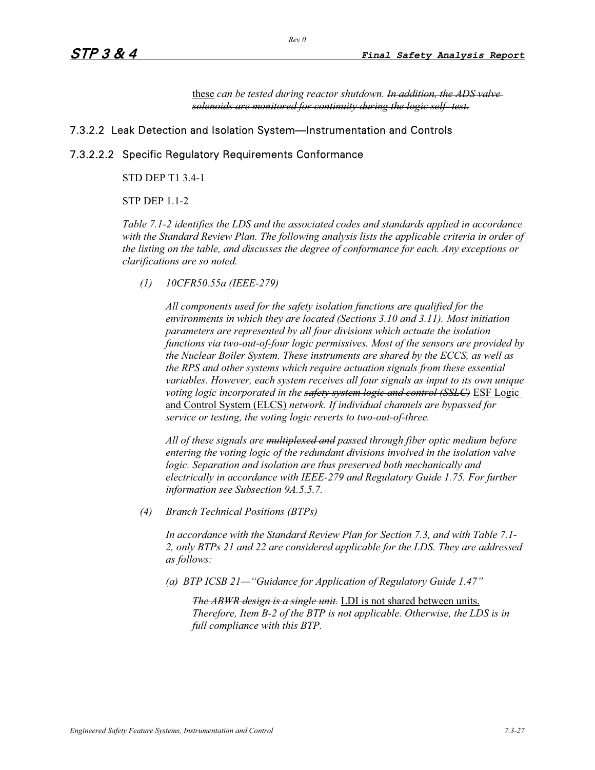these *can be tested during reactor shutdown.* ~~*In addition, the ADS valve solenoids are monitored for continuity during the logic self- test.*~~

### 7.3.2.2 Leak Detection and Isolation System—Instrumentation and Controls

#### 7.3.2.2.2 Specific Regulatory Requirements Conformance

STD DEP T1 3.4-1

STP DEP 1.1-2

*Table 7.1-2 identifies the LDS and the associated codes and standards applied in accordance with the Standard Review Plan. The following analysis lists the applicable criteria in order of the listing on the table, and discusses the degree of conformance for each. Any exceptions or clarifications are so noted.*

*(1) 10CFR50.55a (IEEE-279)*

*All components used for the safety isolation functions are qualified for the environments in which they are located (Sections 3.10 and 3.11). Most initiation parameters are represented by all four divisions which actuate the isolation functions via two-out-of-four logic permissives. Most of the sensors are provided by the Nuclear Boiler System. These instruments are shared by the ECCS, as well as the RPS and other systems which require actuation signals from these essential variables. However, each system receives all four signals as input to its own unique voting logic incorporated in the* ~~*safety system logic and control (SSLC)*~~ ESF Logic and Control System (ELCS) *network. If individual channels are bypassed for service or testing, the voting logic reverts to two-out-of-three.*

*All of these signals are* ~~*multiplexed and*~~ *passed through fiber optic medium before entering the voting logic of the redundant divisions involved in the isolation valve logic. Separation and isolation are thus preserved both mechanically and electrically in accordance with IEEE-279 and Regulatory Guide 1.75. For further information see Subsection 9A.5.5.7.*

*(4) Branch Technical Positions (BTPs)*

*In accordance with the Standard Review Plan for Section 7.3, and with Table 7.1-2, only BTPs 21 and 22 are considered applicable for the LDS. They are addressed as follows:*

*(a) BTP ICSB 21—"Guidance for Application of Regulatory Guide 1.47"*

~~*The ABWR design is a single unit.*~~ LDI is not shared between units. *Therefore, Item B-2 of the BTP is not applicable. Otherwise, the LDS is in full compliance with this BTP.*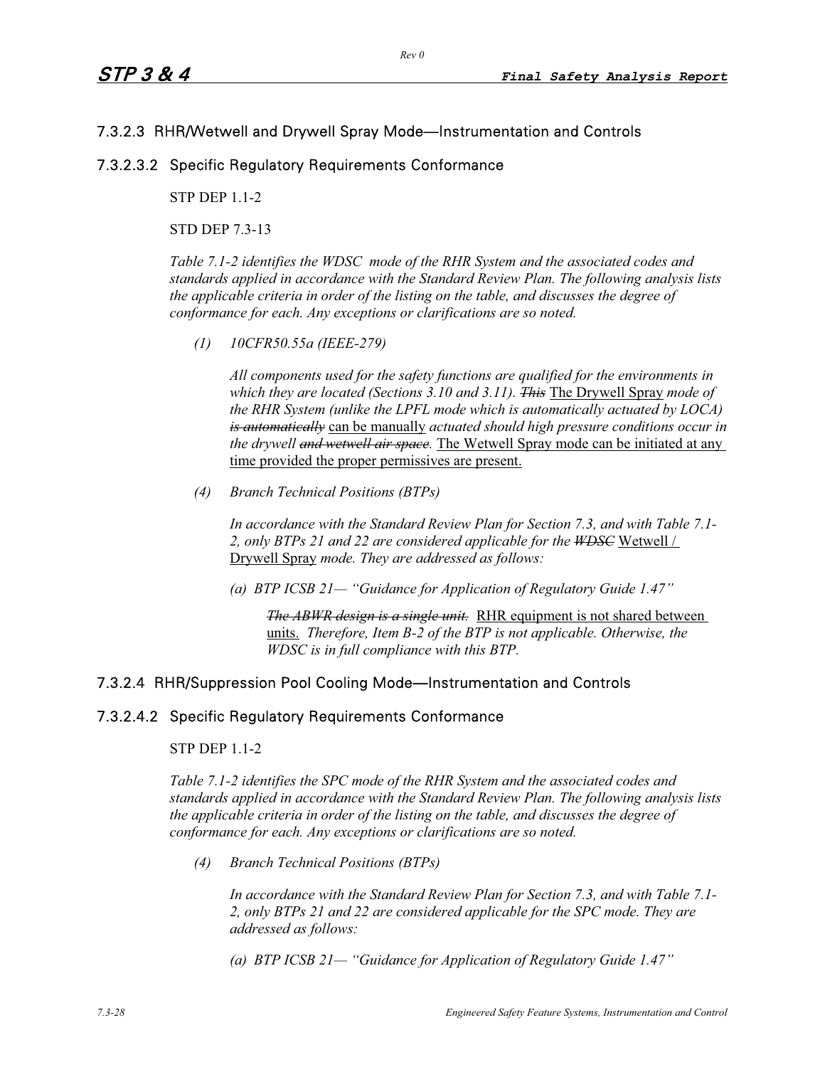### 7.3.2.3 RHR/Wetwell and Drywell Spray Mode—Instrumentation and Controls

#### 7.3.2.3.2 Specific Regulatory Requirements Conformance

STP DEP 1.1-2

STD DEP 7.3-13

*Table 7.1-2 identifies the WDSC mode of the RHR System and the associated codes and standards applied in accordance with the Standard Review Plan. The following analysis lists the applicable criteria in order of the listing on the table, and discusses the degree of conformance for each. Any exceptions or clarifications are so noted.*

*(1) 10CFR50.55a (IEEE-279)*

*All components used for the safety functions are qualified for the environments in which they are located (Sections 3.10 and 3.11).* ~~*This*~~ <u>The Drywell Spray</u> *mode of the RHR System (unlike the LPFL mode which is automatically actuated by LOCA)* ~~*is automatically*~~ <u>can be manually</u> *actuated should high pressure conditions occur in the drywell* ~~*and wetwell air space*~~*.* <u>The Wetwell Spray mode can be initiated at any time provided the proper permissives are present.</u>

*(4) Branch Technical Positions (BTPs)*

*In accordance with the Standard Review Plan for Section 7.3, and with Table 7.1-2, only BTPs 21 and 22 are considered applicable for the* ~~*WDSC*~~ <u>Wetwell / Drywell Spray</u> *mode. They are addressed as follows:*

*(a) BTP ICSB 21— "Guidance for Application of Regulatory Guide 1.47"*

~~*The ABWR design is a single unit.*~~ <u>RHR equipment is not shared between units.</u> *Therefore, Item B-2 of the BTP is not applicable. Otherwise, the WDSC is in full compliance with this BTP.*

### 7.3.2.4 RHR/Suppression Pool Cooling Mode—Instrumentation and Controls

#### 7.3.2.4.2 Specific Regulatory Requirements Conformance

STP DEP 1.1-2

*Table 7.1-2 identifies the SPC mode of the RHR System and the associated codes and standards applied in accordance with the Standard Review Plan. The following analysis lists the applicable criteria in order of the listing on the table, and discusses the degree of conformance for each. Any exceptions or clarifications are so noted.*

*(4) Branch Technical Positions (BTPs)*

*In accordance with the Standard Review Plan for Section 7.3, and with Table 7.1-2, only BTPs 21 and 22 are considered applicable for the SPC mode. They are addressed as follows:*

*(a) BTP ICSB 21— "Guidance for Application of Regulatory Guide 1.47"*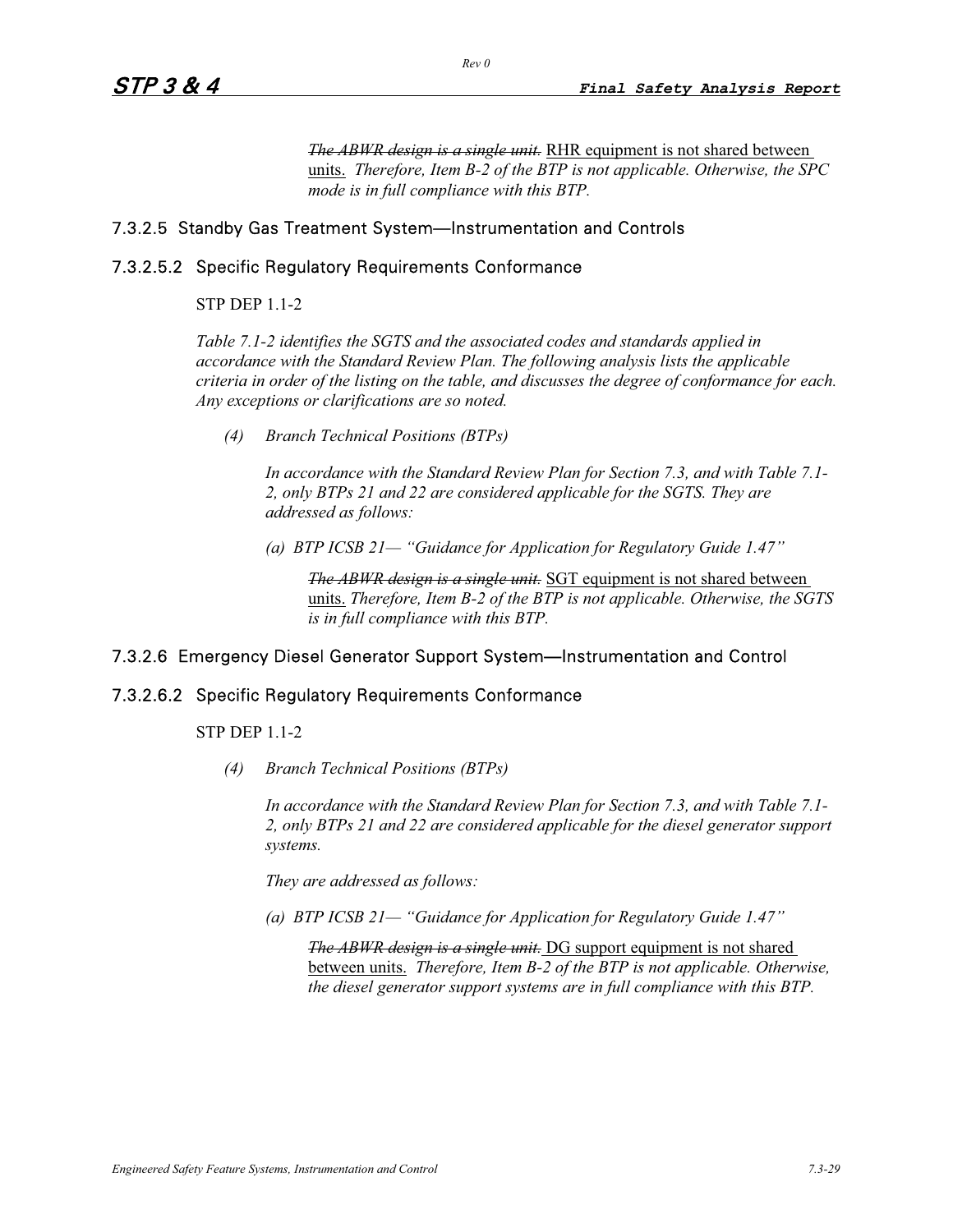*~~The ABWR design is a single unit.~~* <u>RHR equipment is not shared between units.</u> *Therefore, Item B-2 of the BTP is not applicable. Otherwise, the SPC mode is in full compliance with this BTP.*

### 7.3.2.5 Standby Gas Treatment System—Instrumentation and Controls

#### 7.3.2.5.2 Specific Regulatory Requirements Conformance

STP DEP 1.1-2

*Table 7.1-2 identifies the SGTS and the associated codes and standards applied in accordance with the Standard Review Plan. The following analysis lists the applicable criteria in order of the listing on the table, and discusses the degree of conformance for each. Any exceptions or clarifications are so noted.*

*(4) Branch Technical Positions (BTPs)*

*In accordance with the Standard Review Plan for Section 7.3, and with Table 7.1-2, only BTPs 21 and 22 are considered applicable for the SGTS. They are addressed as follows:*

*(a) BTP ICSB 21— “Guidance for Application for Regulatory Guide 1.47”*

*~~The ABWR design is a single unit.~~* <u>SGT equipment is not shared between units.</u> *Therefore, Item B-2 of the BTP is not applicable. Otherwise, the SGTS is in full compliance with this BTP.*

### 7.3.2.6 Emergency Diesel Generator Support System—Instrumentation and Control

#### 7.3.2.6.2 Specific Regulatory Requirements Conformance

STP DEP 1.1-2

*(4) Branch Technical Positions (BTPs)*

*In accordance with the Standard Review Plan for Section 7.3, and with Table 7.1-2, only BTPs 21 and 22 are considered applicable for the diesel generator support systems.*

*They are addressed as follows:*

*(a) BTP ICSB 21— “Guidance for Application for Regulatory Guide 1.47”*

*~~The ABWR design is a single unit.~~* <u>DG support equipment is not shared between units.</u> *Therefore, Item B-2 of the BTP is not applicable. Otherwise, the diesel generator support systems are in full compliance with this BTP.*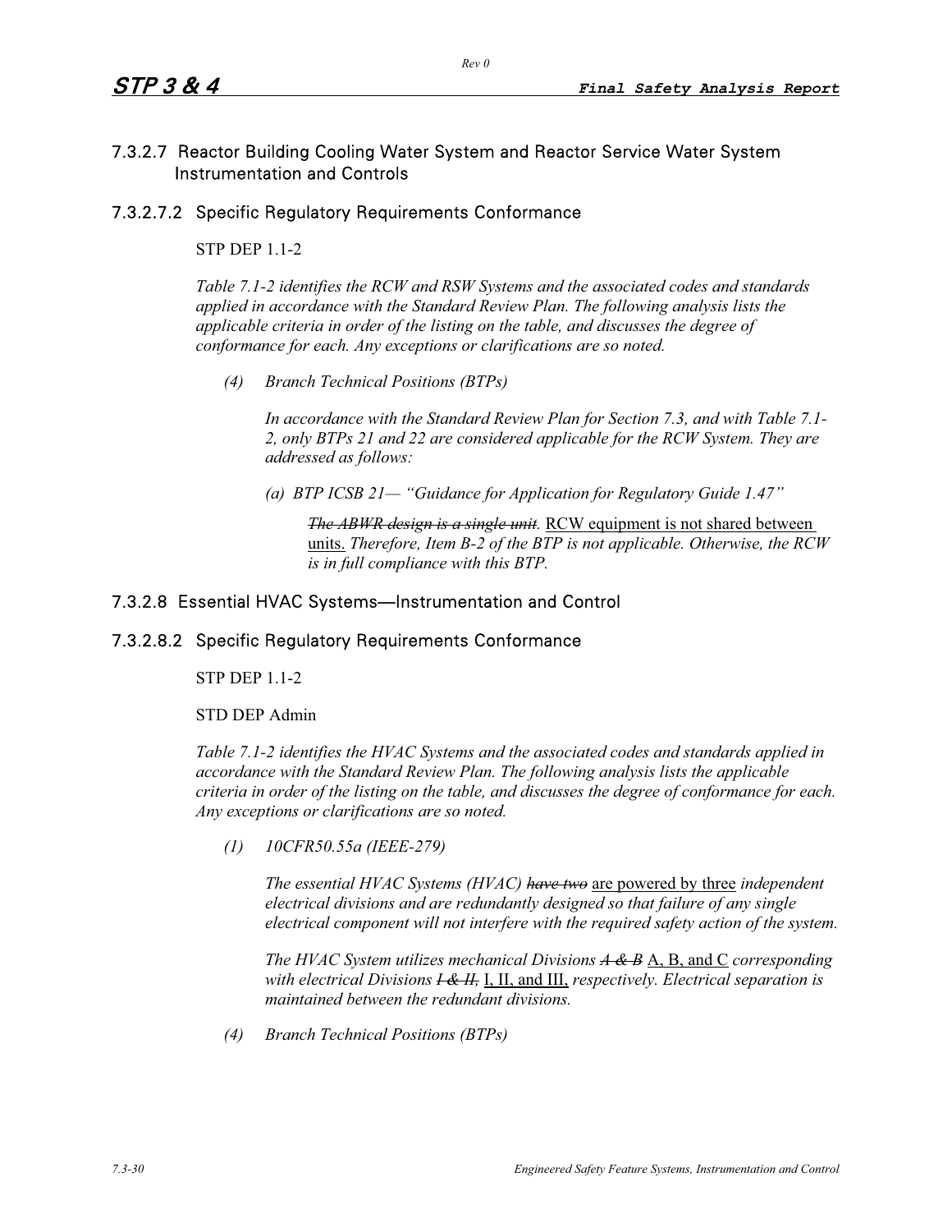### 7.3.2.7 Reactor Building Cooling Water System and Reactor Service Water System Instrumentation and Controls

#### 7.3.2.7.2 Specific Regulatory Requirements Conformance

STP DEP 1.1-2

*Table 7.1-2 identifies the RCW and RSW Systems and the associated codes and standards applied in accordance with the Standard Review Plan. The following analysis lists the applicable criteria in order of the listing on the table, and discusses the degree of conformance for each. Any exceptions or clarifications are so noted.*

*(4) Branch Technical Positions (BTPs)*

*In accordance with the Standard Review Plan for Section 7.3, and with Table 7.1-2, only BTPs 21 and 22 are considered applicable for the RCW System. They are addressed as follows:*

*(a) BTP ICSB 21— "Guidance for Application for Regulatory Guide 1.47"*

~~*The ABWR design is a single unit.*~~ <u>RCW equipment is not shared between units.</u> *Therefore, Item B-2 of the BTP is not applicable. Otherwise, the RCW is in full compliance with this BTP.*

### 7.3.2.8 Essential HVAC Systems—Instrumentation and Control

#### 7.3.2.8.2 Specific Regulatory Requirements Conformance

STP DEP 1.1-2

STD DEP Admin

*Table 7.1-2 identifies the HVAC Systems and the associated codes and standards applied in accordance with the Standard Review Plan. The following analysis lists the applicable criteria in order of the listing on the table, and discusses the degree of conformance for each. Any exceptions or clarifications are so noted.*

*(1) 10CFR50.55a (IEEE-279)*

*The essential HVAC Systems (HVAC)* ~~*have two*~~ <u>are powered by three</u> *independent electrical divisions and are redundantly designed so that failure of any single electrical component will not interfere with the required safety action of the system.*

*The HVAC System utilizes mechanical Divisions* ~~*A & B*~~ <u>A, B, and C</u> *corresponding with electrical Divisions* ~~*I & II,*~~ <u>I, II, and III,</u> *respectively. Electrical separation is maintained between the redundant divisions.*

*(4) Branch Technical Positions (BTPs)*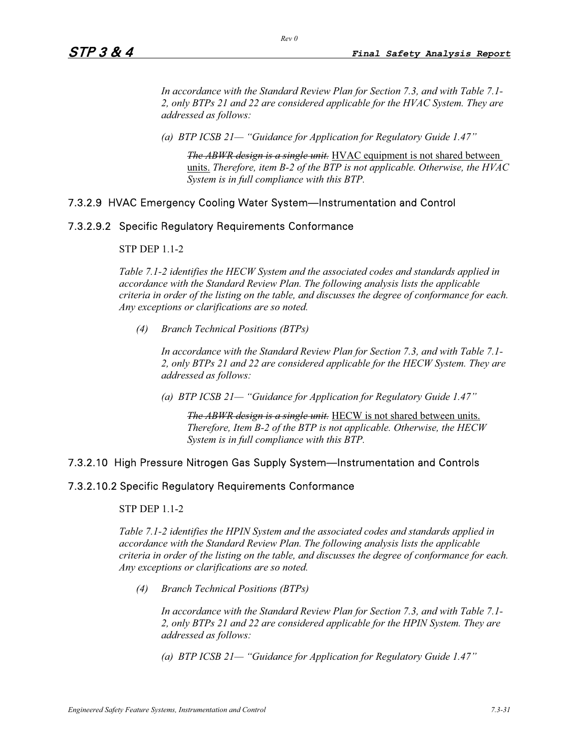*In accordance with the Standard Review Plan for Section 7.3, and with Table 7.1-2, only BTPs 21 and 22 are considered applicable for the HVAC System. They are addressed as follows:*

*(a) BTP ICSB 21— "Guidance for Application for Regulatory Guide 1.47"*

~~*The ABWR design is a single unit.*~~ <u>HVAC equipment is not shared between units.</u> *Therefore, item B-2 of the BTP is not applicable. Otherwise, the HVAC System is in full compliance with this BTP.*

### 7.3.2.9 HVAC Emergency Cooling Water System—Instrumentation and Control

#### 7.3.2.9.2 Specific Regulatory Requirements Conformance

STP DEP 1.1-2

*Table 7.1-2 identifies the HECW System and the associated codes and standards applied in accordance with the Standard Review Plan. The following analysis lists the applicable criteria in order of the listing on the table, and discusses the degree of conformance for each. Any exceptions or clarifications are so noted.*

*(4) Branch Technical Positions (BTPs)*

*In accordance with the Standard Review Plan for Section 7.3, and with Table 7.1-2, only BTPs 21 and 22 are considered applicable for the HECW System. They are addressed as follows:*

*(a) BTP ICSB 21— "Guidance for Application for Regulatory Guide 1.47"*

~~*The ABWR design is a single unit.*~~ <u>HECW is not shared between units.</u> *Therefore, Item B-2 of the BTP is not applicable. Otherwise, the HECW System is in full compliance with this BTP.*

### 7.3.2.10 High Pressure Nitrogen Gas Supply System—Instrumentation and Controls

#### 7.3.2.10.2 Specific Regulatory Requirements Conformance

STP DEP 1.1-2

*Table 7.1-2 identifies the HPIN System and the associated codes and standards applied in accordance with the Standard Review Plan. The following analysis lists the applicable criteria in order of the listing on the table, and discusses the degree of conformance for each. Any exceptions or clarifications are so noted.*

*(4) Branch Technical Positions (BTPs)*

*In accordance with the Standard Review Plan for Section 7.3, and with Table 7.1-2, only BTPs 21 and 22 are considered applicable for the HPIN System. They are addressed as follows:*

*(a) BTP ICSB 21— "Guidance for Application for Regulatory Guide 1.47"*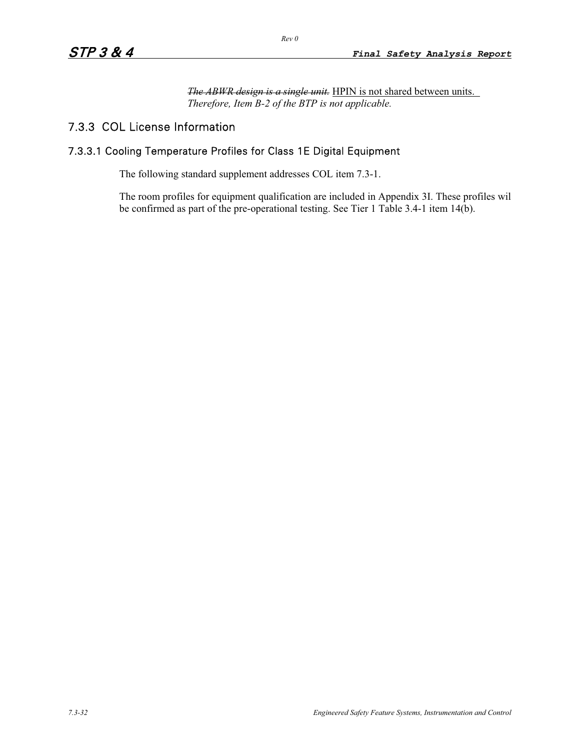~~*The ABWR design is a single unit.*~~ HPIN is not shared between units. *Therefore, Item B-2 of the BTP is not applicable.*

## 7.3.3 COL License Information

### 7.3.3.1 Cooling Temperature Profiles for Class 1E Digital Equipment

The following standard supplement addresses COL item 7.3-1.

The room profiles for equipment qualification are included in Appendix 3I. These profiles wil be confirmed as part of the pre-operational testing. See Tier 1 Table 3.4-1 item 14(b).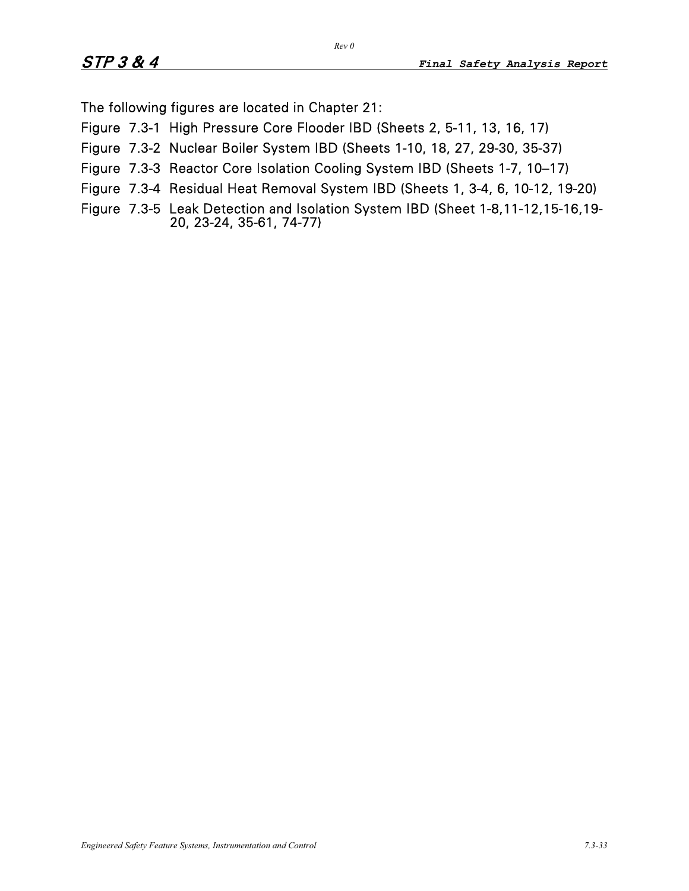The following figures are located in Chapter 21:

Figure 7.3-1 High Pressure Core Flooder IBD (Sheets 2, 5-11, 13, 16, 17)

Figure 7.3-2 Nuclear Boiler System IBD (Sheets 1-10, 18, 27, 29-30, 35-37)

Figure 7.3-3 Reactor Core Isolation Cooling System IBD (Sheets 1-7, 10–17)

Figure 7.3-4 Residual Heat Removal System IBD (Sheets 1, 3-4, 6, 10-12, 19-20)

Figure 7.3-5 Leak Detection and Isolation System IBD (Sheet 1-8,11-12,15-16,19-20, 23-24, 35-61, 74-77)